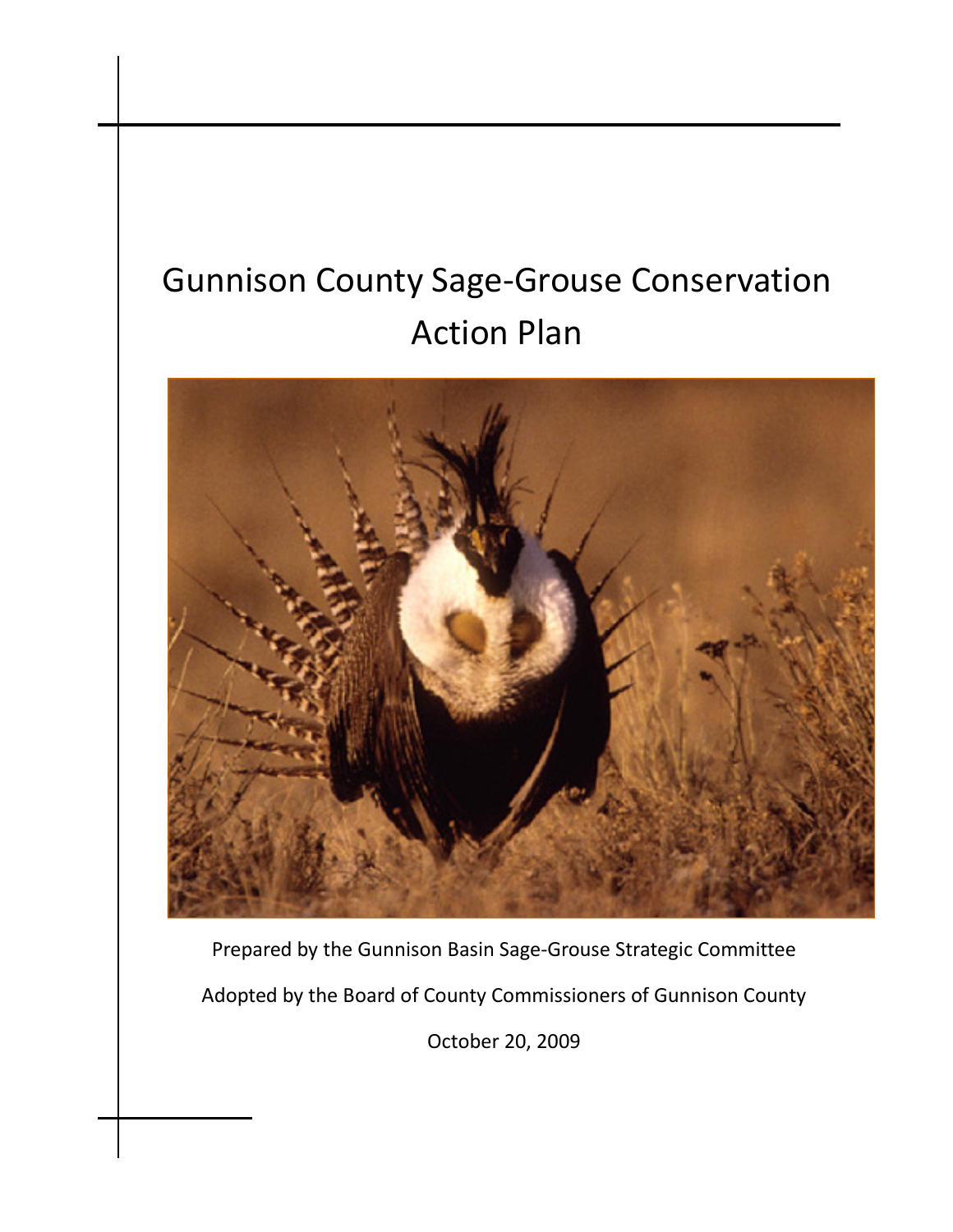# Gunnison County Sage-Grouse Conservation Action Plan

Prepared by the Gunnison Basin Sage-Grouse Strategic Committee

Adopted by the Board of County Commissioners of Gunnison County

October 20, 2009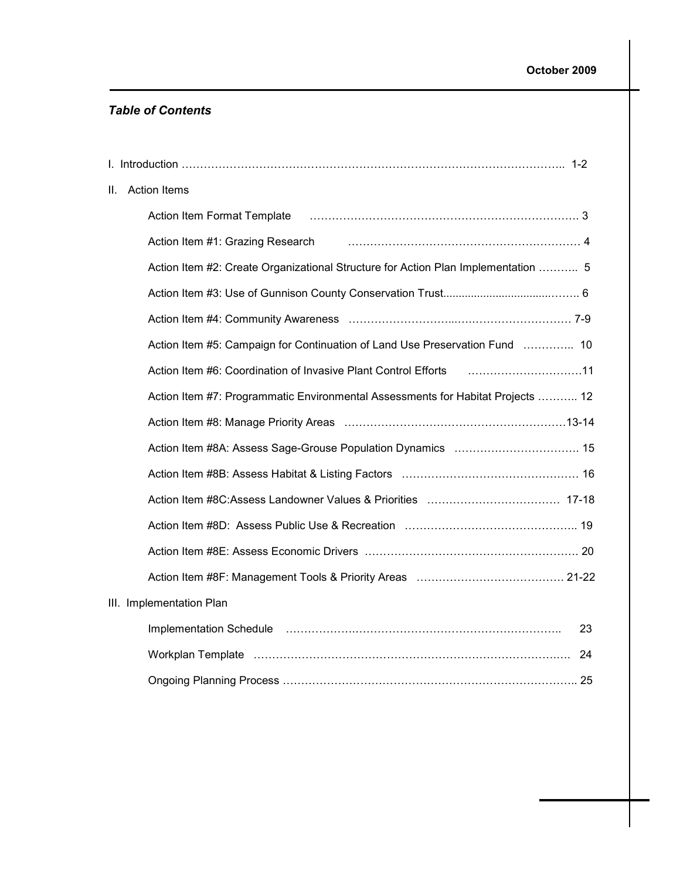*Table of Contents*

I. Introduction ........................................................................................................ 1-2

II. Action Items

- Action Item Format Template ........................................................................ 3
- Action Item #1: Grazing Research ................................................................ 4
- Action Item #2: Create Organizational Structure for Action Plan Implementation ........... 5
- Action Item #3: Use of Gunnison County Conservation Trust........................................ 6
- Action Item #4: Community Awareness ................................................................ 7-9
- Action Item #5: Campaign for Continuation of Land Use Preservation Fund ............. 10
- Action Item #6: Coordination of Invasive Plant Control Efforts ..............................11
- Action Item #7: Programmatic Environmental Assessments for Habitat Projects ........... 12
- Action Item #8: Manage Priority Areas ................................................................13-14
- Action Item #8A: Assess Sage-Grouse Population Dynamics ................................. 15
- Action Item #8B: Assess Habitat & Listing Factors .............................................. 16
- Action Item #8C:Assess Landowner Values & Priorities ................................... 17-18
- Action Item #8D: Assess Public Use & Recreation ............................................ 19
- Action Item #8E: Assess Economic Drivers ...................................................... 20
- Action Item #8F: Management Tools & Priority Areas ..................................... 21-22

III. Implementation Plan

- Implementation Schedule ................................................................................ 23
- Workplan Template ........................................................................................ 24
- Ongoing Planning Process ................................................................................ 25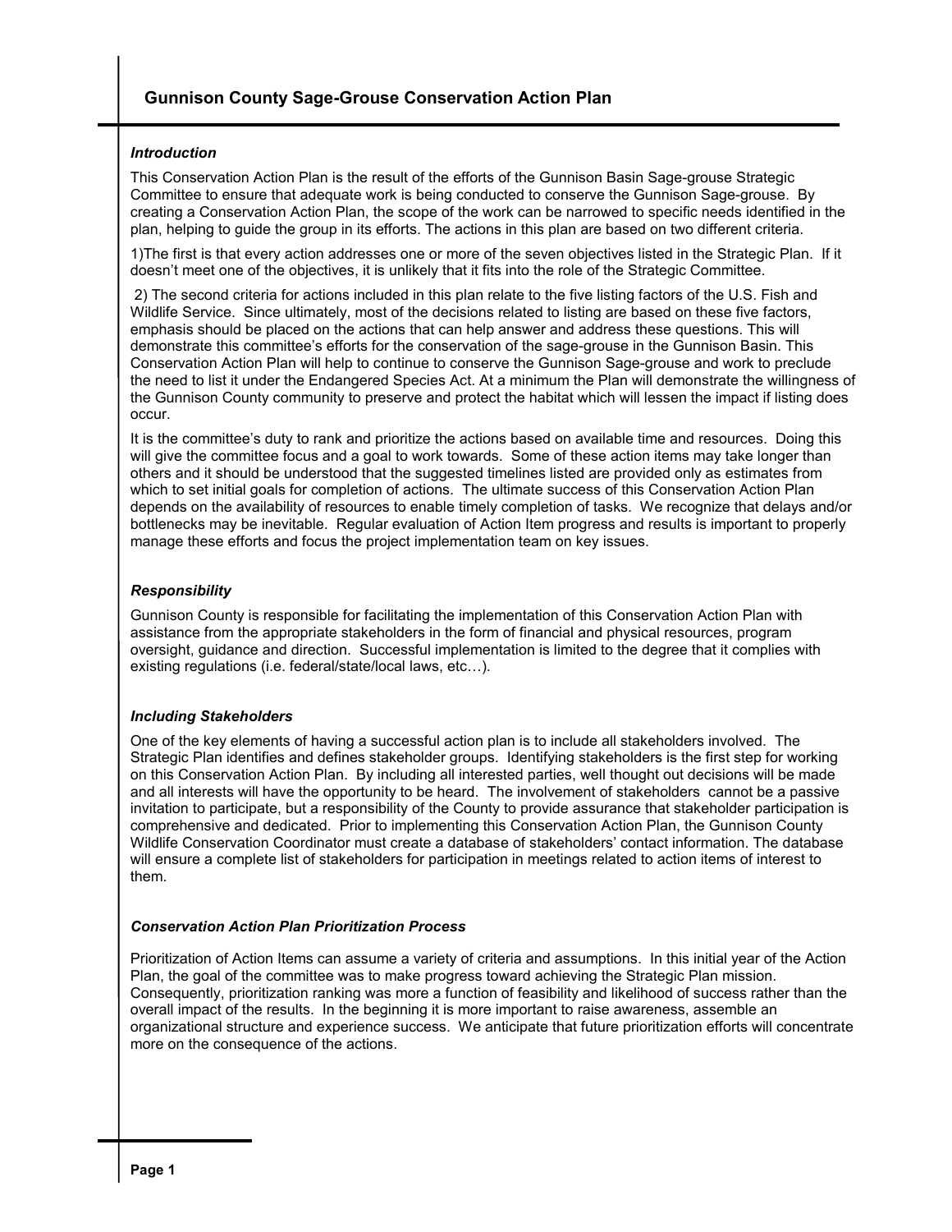### *Introduction*

This Conservation Action Plan is the result of the efforts of the Gunnison Basin Sage-grouse Strategic Committee to ensure that adequate work is being conducted to conserve the Gunnison Sage-grouse. By creating a Conservation Action Plan, the scope of the work can be narrowed to specific needs identified in the plan, helping to guide the group in its efforts. The actions in this plan are based on two different criteria.

1)The first is that every action addresses one or more of the seven objectives listed in the Strategic Plan. If it doesn't meet one of the objectives, it is unlikely that it fits into the role of the Strategic Committee.

2) The second criteria for actions included in this plan relate to the five listing factors of the U.S. Fish and Wildlife Service. Since ultimately, most of the decisions related to listing are based on these five factors, emphasis should be placed on the actions that can help answer and address these questions. This will demonstrate this committee's efforts for the conservation of the sage-grouse in the Gunnison Basin. This Conservation Action Plan will help to continue to conserve the Gunnison Sage-grouse and work to preclude the need to list it under the Endangered Species Act. At a minimum the Plan will demonstrate the willingness of the Gunnison County community to preserve and protect the habitat which will lessen the impact if listing does occur.

It is the committee's duty to rank and prioritize the actions based on available time and resources. Doing this will give the committee focus and a goal to work towards. Some of these action items may take longer than others and it should be understood that the suggested timelines listed are provided only as estimates from which to set initial goals for completion of actions. The ultimate success of this Conservation Action Plan depends on the availability of resources to enable timely completion of tasks. We recognize that delays and/or bottlenecks may be inevitable. Regular evaluation of Action Item progress and results is important to properly manage these efforts and focus the project implementation team on key issues.

### *Responsibility*

Gunnison County is responsible for facilitating the implementation of this Conservation Action Plan with assistance from the appropriate stakeholders in the form of financial and physical resources, program oversight, guidance and direction. Successful implementation is limited to the degree that it complies with existing regulations (i.e. federal/state/local laws, etc…).

### *Including Stakeholders*

One of the key elements of having a successful action plan is to include all stakeholders involved. The Strategic Plan identifies and defines stakeholder groups. Identifying stakeholders is the first step for working on this Conservation Action Plan. By including all interested parties, well thought out decisions will be made and all interests will have the opportunity to be heard. The involvement of stakeholders cannot be a passive invitation to participate, but a responsibility of the County to provide assurance that stakeholder participation is comprehensive and dedicated. Prior to implementing this Conservation Action Plan, the Gunnison County Wildlife Conservation Coordinator must create a database of stakeholders' contact information. The database will ensure a complete list of stakeholders for participation in meetings related to action items of interest to them.

### *Conservation Action Plan Prioritization Process*

Prioritization of Action Items can assume a variety of criteria and assumptions. In this initial year of the Action Plan, the goal of the committee was to make progress toward achieving the Strategic Plan mission. Consequently, prioritization ranking was more a function of feasibility and likelihood of success rather than the overall impact of the results. In the beginning it is more important to raise awareness, assemble an organizational structure and experience success. We anticipate that future prioritization efforts will concentrate more on the consequence of the actions.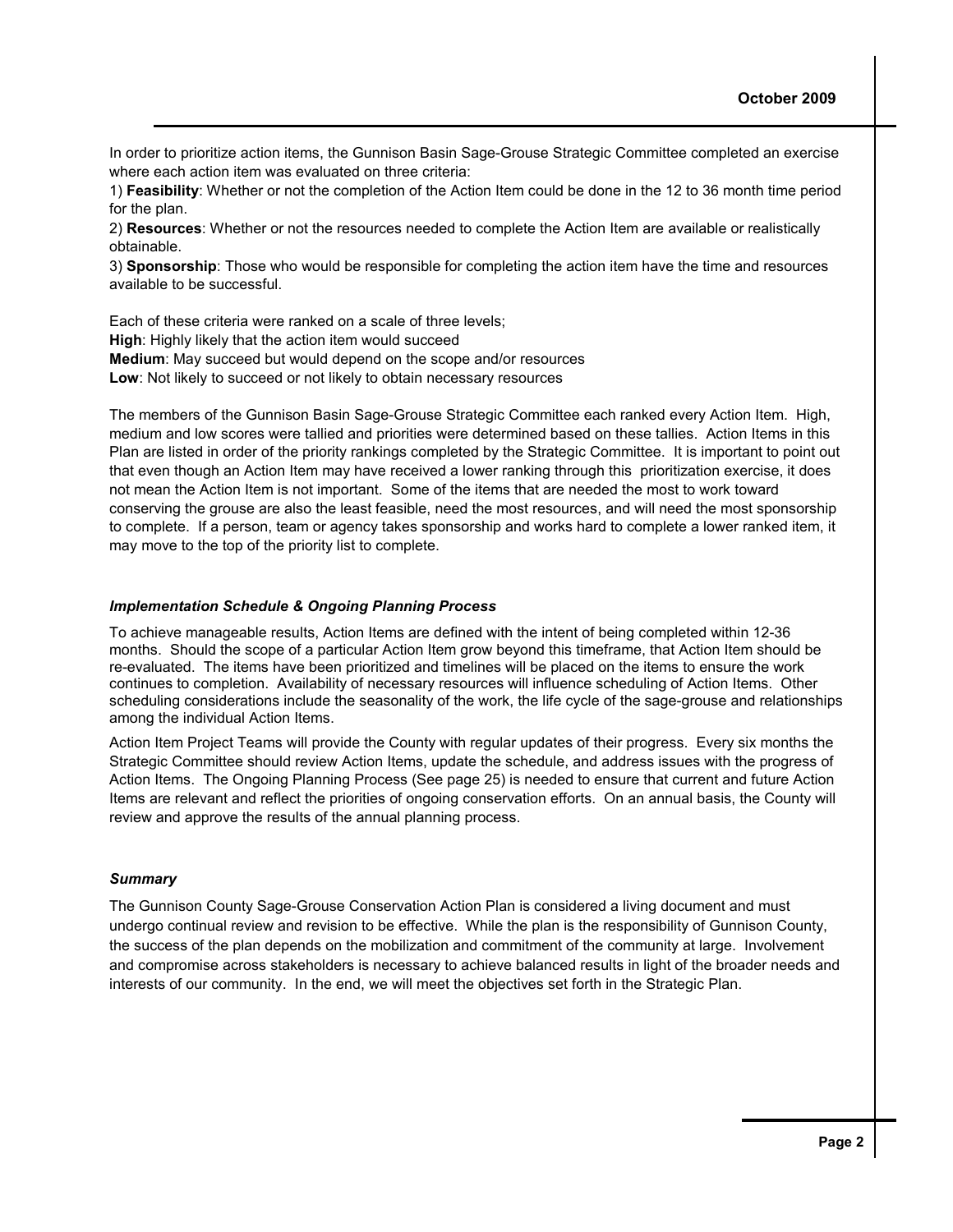In order to prioritize action items, the Gunnison Basin Sage-Grouse Strategic Committee completed an exercise where each action item was evaluated on three criteria:

1) **Feasibility**: Whether or not the completion of the Action Item could be done in the 12 to 36 month time period for the plan.

2) **Resources**: Whether or not the resources needed to complete the Action Item are available or realistically obtainable.

3) **Sponsorship**: Those who would be responsible for completing the action item have the time and resources available to be successful.

Each of these criteria were ranked on a scale of three levels;

**High**: Highly likely that the action item would succeed

**Medium**: May succeed but would depend on the scope and/or resources

**Low**: Not likely to succeed or not likely to obtain necessary resources

The members of the Gunnison Basin Sage-Grouse Strategic Committee each ranked every Action Item. High, medium and low scores were tallied and priorities were determined based on these tallies. Action Items in this Plan are listed in order of the priority rankings completed by the Strategic Committee. It is important to point out that even though an Action Item may have received a lower ranking through this prioritization exercise, it does not mean the Action Item is not important. Some of the items that are needed the most to work toward conserving the grouse are also the least feasible, need the most resources, and will need the most sponsorship to complete. If a person, team or agency takes sponsorship and works hard to complete a lower ranked item, it may move to the top of the priority list to complete.

### *Implementation Schedule & Ongoing Planning Process*

To achieve manageable results, Action Items are defined with the intent of being completed within 12-36 months. Should the scope of a particular Action Item grow beyond this timeframe, that Action Item should be re-evaluated. The items have been prioritized and timelines will be placed on the items to ensure the work continues to completion. Availability of necessary resources will influence scheduling of Action Items. Other scheduling considerations include the seasonality of the work, the life cycle of the sage-grouse and relationships among the individual Action Items.

Action Item Project Teams will provide the County with regular updates of their progress. Every six months the Strategic Committee should review Action Items, update the schedule, and address issues with the progress of Action Items. The Ongoing Planning Process (See page 25) is needed to ensure that current and future Action Items are relevant and reflect the priorities of ongoing conservation efforts. On an annual basis, the County will review and approve the results of the annual planning process.

### *Summary*

The Gunnison County Sage-Grouse Conservation Action Plan is considered a living document and must undergo continual review and revision to be effective. While the plan is the responsibility of Gunnison County, the success of the plan depends on the mobilization and commitment of the community at large. Involvement and compromise across stakeholders is necessary to achieve balanced results in light of the broader needs and interests of our community. In the end, we will meet the objectives set forth in the Strategic Plan.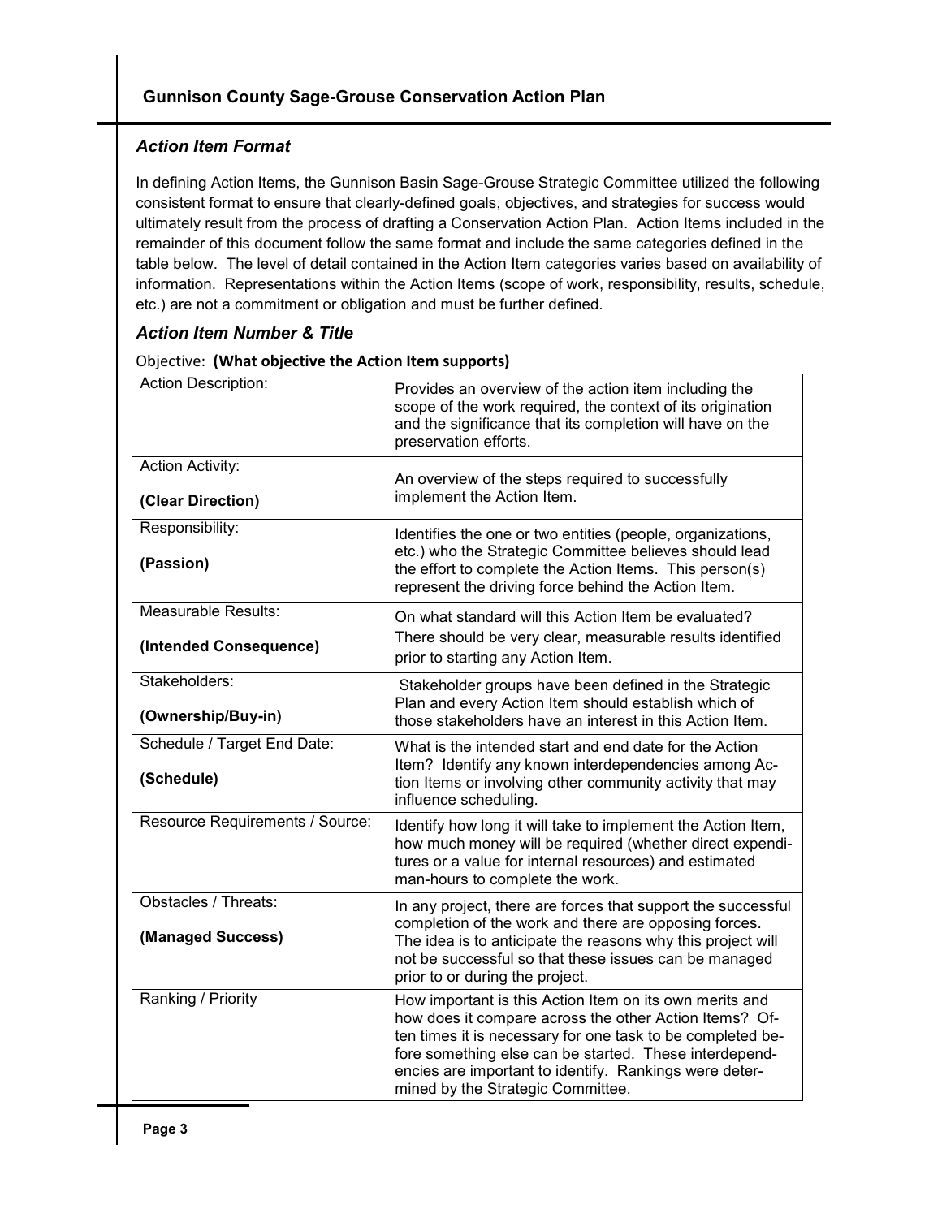### *Action Item Format*

In defining Action Items, the Gunnison Basin Sage-Grouse Strategic Committee utilized the following consistent format to ensure that clearly-defined goals, objectives, and strategies for success would ultimately result from the process of drafting a Conservation Action Plan. Action Items included in the remainder of this document follow the same format and include the same categories defined in the table below. The level of detail contained in the Action Item categories varies based on availability of information. Representations within the Action Items (scope of work, responsibility, results, schedule, etc.) are not a commitment or obligation and must be further defined.

### *Action Item Number & Title*

Objective: **(What objective the Action Item supports)**

| | |
|---|---|
| Action Description: | Provides an overview of the action item including the scope of the work required, the context of its origination and the significance that its completion will have on the preservation efforts. |
| Action Activity: **(Clear Direction)** | An overview of the steps required to successfully implement the Action Item. |
| Responsibility: **(Passion)** | Identifies the one or two entities (people, organizations, etc.) who the Strategic Committee believes should lead the effort to complete the Action Items. This person(s) represent the driving force behind the Action Item. |
| Measurable Results: **(Intended Consequence)** | On what standard will this Action Item be evaluated? There should be very clear, measurable results identified prior to starting any Action Item. |
| Stakeholders: **(Ownership/Buy-in)** | Stakeholder groups have been defined in the Strategic Plan and every Action Item should establish which of those stakeholders have an interest in this Action Item. |
| Schedule / Target End Date: **(Schedule)** | What is the intended start and end date for the Action Item? Identify any known interdependencies among Action Items or involving other community activity that may influence scheduling. |
| Resource Requirements / Source: | Identify how long it will take to implement the Action Item, how much money will be required (whether direct expenditures or a value for internal resources) and estimated man-hours to complete the work. |
| Obstacles / Threats: **(Managed Success)** | In any project, there are forces that support the successful completion of the work and there are opposing forces. The idea is to anticipate the reasons why this project will not be successful so that these issues can be managed prior to or during the project. |
| Ranking / Priority | How important is this Action Item on its own merits and how does it compare across the other Action Items? Often times it is necessary for one task to be completed before something else can be started. These interdependencies are important to identify. Rankings were determined by the Strategic Committee. |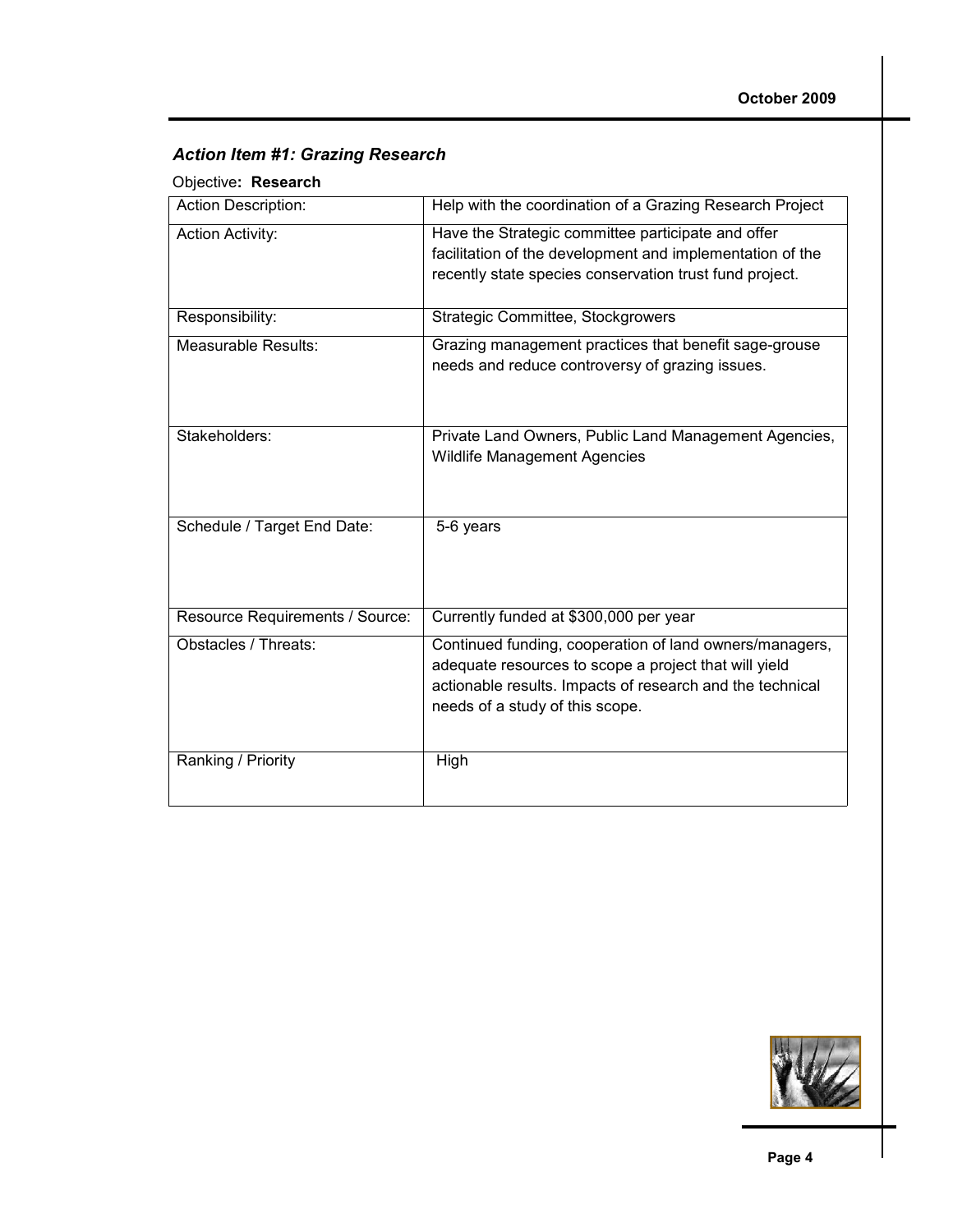### *Action Item #1: Grazing Research*

Objective**: Research**

| Action Description: | Help with the coordination of a Grazing Research Project |
|---|---|
| Action Activity: | Have the Strategic committee participate and offer facilitation of the development and implementation of the recently state species conservation trust fund project. |
| Responsibility: | Strategic Committee, Stockgrowers |
| Measurable Results: | Grazing management practices that benefit sage-grouse needs and reduce controversy of grazing issues. |
| Stakeholders: | Private Land Owners, Public Land Management Agencies, Wildlife Management Agencies |
| Schedule / Target End Date: | 5-6 years |
| Resource Requirements / Source: | Currently funded at $300,000 per year |
| Obstacles / Threats: | Continued funding, cooperation of land owners/managers, adequate resources to scope a project that will yield actionable results. Impacts of research and the technical needs of a study of this scope. |
| Ranking / Priority | High |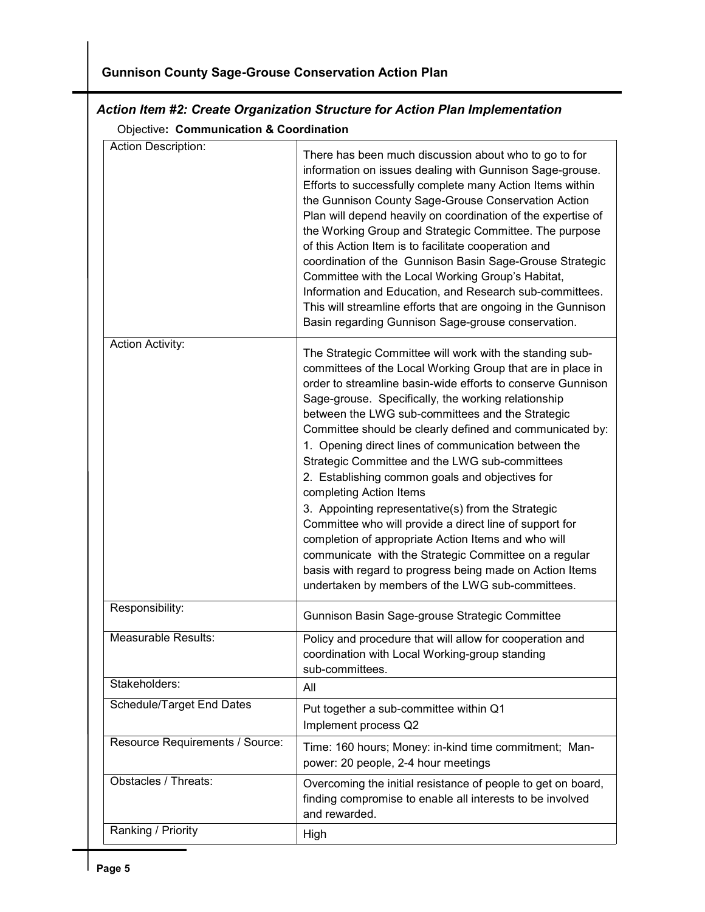## *Action Item #2: Create Organization Structure for Action Plan Implementation*

Objective**: Communication & Coordination**

| | |
|---|---|
| Action Description: | There has been much discussion about who to go to for information on issues dealing with Gunnison Sage-grouse. Efforts to successfully complete many Action Items within the Gunnison County Sage-Grouse Conservation Action Plan will depend heavily on coordination of the expertise of the Working Group and Strategic Committee. The purpose of this Action Item is to facilitate cooperation and coordination of the Gunnison Basin Sage-Grouse Strategic Committee with the Local Working Group's Habitat, Information and Education, and Research sub-committees. This will streamline efforts that are ongoing in the Gunnison Basin regarding Gunnison Sage-grouse conservation. |
| Action Activity: | The Strategic Committee will work with the standing sub-committees of the Local Working Group that are in place in order to streamline basin-wide efforts to conserve Gunnison Sage-grouse. Specifically, the working relationship between the LWG sub-committees and the Strategic Committee should be clearly defined and communicated by:<br>1. Opening direct lines of communication between the Strategic Committee and the LWG sub-committees<br>2. Establishing common goals and objectives for completing Action Items<br>3. Appointing representative(s) from the Strategic Committee who will provide a direct line of support for completion of appropriate Action Items and who will communicate with the Strategic Committee on a regular basis with regard to progress being made on Action Items undertaken by members of the LWG sub-committees. |
| Responsibility: | Gunnison Basin Sage-grouse Strategic Committee |
| Measurable Results: | Policy and procedure that will allow for cooperation and coordination with Local Working-group standing sub-committees. |
| Stakeholders: | All |
| Schedule/Target End Dates | Put together a sub-committee within Q1<br>Implement process Q2 |
| Resource Requirements / Source: | Time: 160 hours; Money: in-kind time commitment; Man-power: 20 people, 2-4 hour meetings |
| Obstacles / Threats: | Overcoming the initial resistance of people to get on board, finding compromise to enable all interests to be involved and rewarded. |
| Ranking / Priority | High |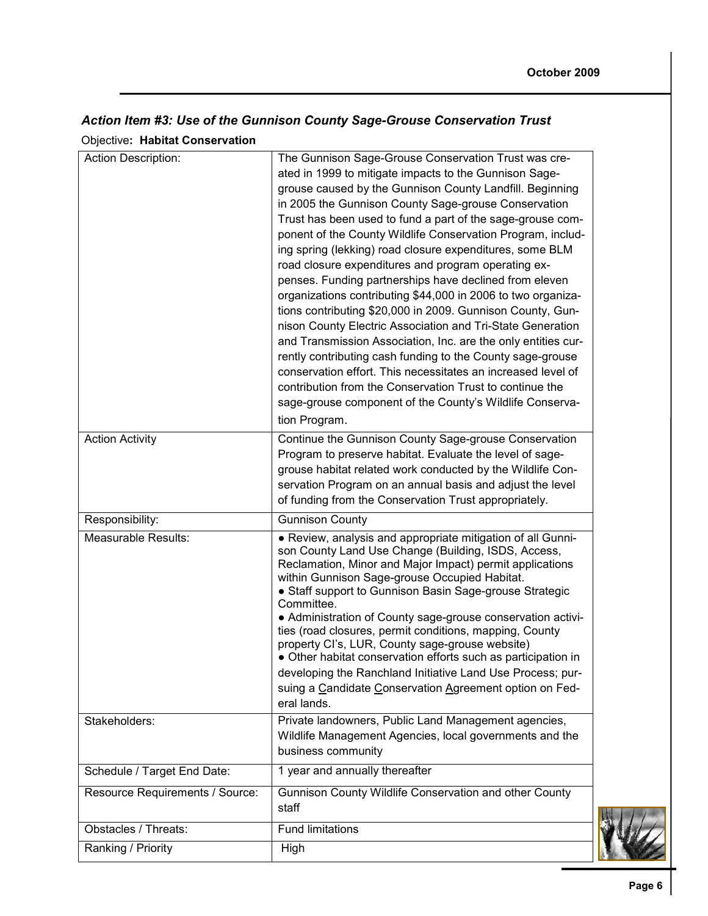### *Action Item #3: Use of the Gunnison County Sage-Grouse Conservation Trust*

Objective**: Habitat Conservation**

| | |
|---|---|
| Action Description: | The Gunnison Sage-Grouse Conservation Trust was created in 1999 to mitigate impacts to the Gunnison Sage-grouse caused by the Gunnison County Landfill. Beginning in 2005 the Gunnison County Sage-grouse Conservation Trust has been used to fund a part of the sage-grouse component of the County Wildlife Conservation Program, including spring (lekking) road closure expenditures, some BLM road closure expenditures and program operating expenses. Funding partnerships have declined from eleven organizations contributing $44,000 in 2006 to two organizations contributing $20,000 in 2009. Gunnison County, Gunnison County Electric Association and Tri-State Generation and Transmission Association, Inc. are the only entities currently contributing cash funding to the County sage-grouse conservation effort. This necessitates an increased level of contribution from the Conservation Trust to continue the sage-grouse component of the County's Wildlife Conservation Program. |
| Action Activity | Continue the Gunnison County Sage-grouse Conservation Program to preserve habitat. Evaluate the level of sage-grouse habitat related work conducted by the Wildlife Conservation Program on an annual basis and adjust the level of funding from the Conservation Trust appropriately. |
| Responsibility: | Gunnison County |
| Measurable Results: | ● Review, analysis and appropriate mitigation of all Gunnison County Land Use Change (Building, ISDS, Access, Reclamation, Minor and Major Impact) permit applications within Gunnison Sage-grouse Occupied Habitat.<br>● Staff support to Gunnison Basin Sage-grouse Strategic Committee.<br>● Administration of County sage-grouse conservation activities (road closures, permit conditions, mapping, County property CI's, LUR, County sage-grouse website)<br>● Other habitat conservation efforts such as participation in developing the Ranchland Initiative Land Use Process; pursuing a Candidate Conservation Agreement option on Federal lands. |
| Stakeholders: | Private landowners, Public Land Management agencies, Wildlife Management Agencies, local governments and the business community |
| Schedule / Target End Date: | 1 year and annually thereafter |
| Resource Requirements / Source: | Gunnison County Wildlife Conservation and other County staff |
| Obstacles / Threats: | Fund limitations |
| Ranking / Priority | High |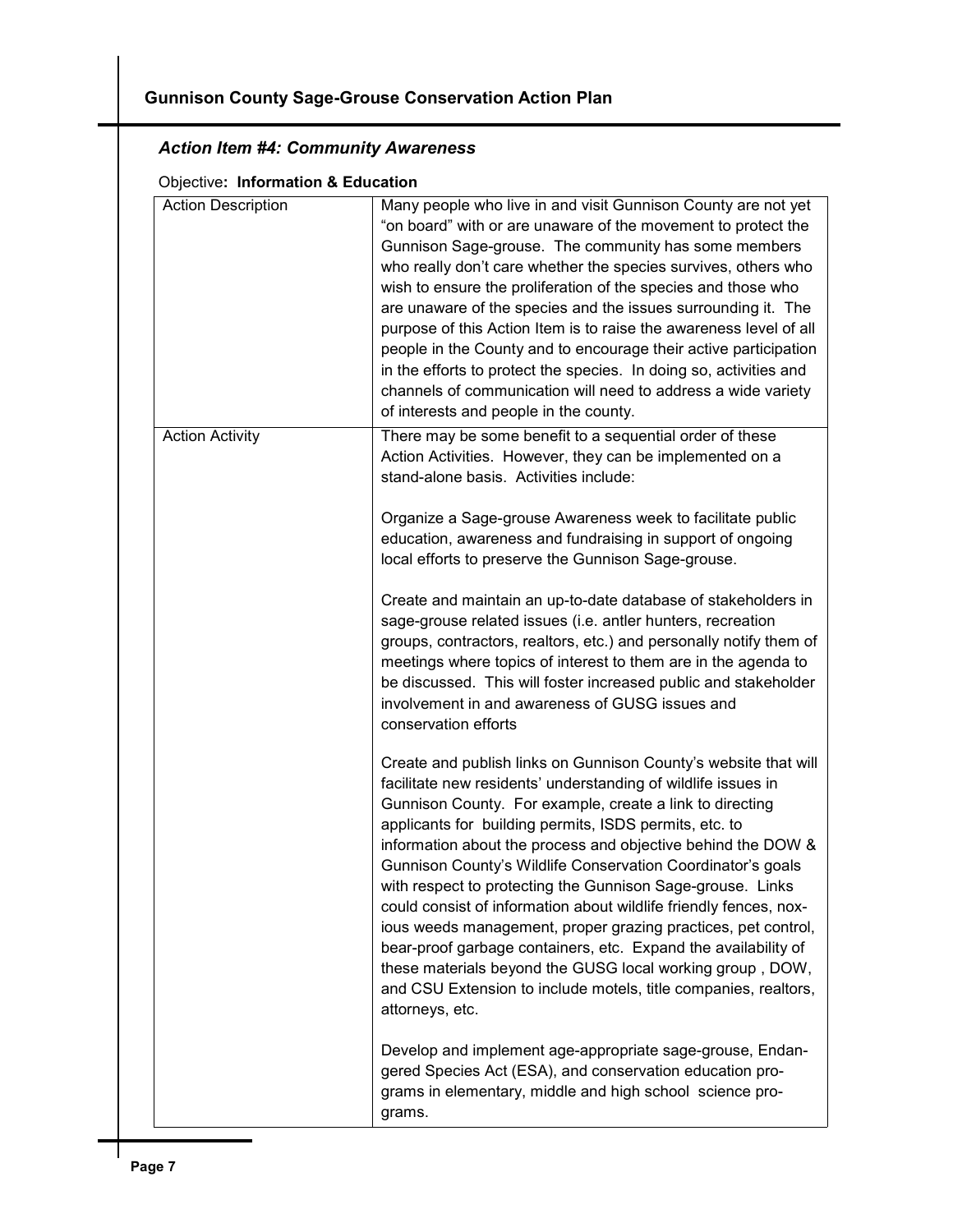### *Action Item #4: Community Awareness*

Objective**: Information & Education**

| Action Description | Many people who live in and visit Gunnison County are not yet "on board" with or are unaware of the movement to protect the Gunnison Sage-grouse. The community has some members who really don't care whether the species survives, others who wish to ensure the proliferation of the species and those who are unaware of the species and the issues surrounding it. The purpose of this Action Item is to raise the awareness level of all people in the County and to encourage their active participation in the efforts to protect the species. In doing so, activities and channels of communication will need to address a wide variety of interests and people in the county. |
|---|---|
| Action Activity | There may be some benefit to a sequential order of these Action Activities. However, they can be implemented on a stand-alone basis. Activities include:<br><br>Organize a Sage-grouse Awareness week to facilitate public education, awareness and fundraising in support of ongoing local efforts to preserve the Gunnison Sage-grouse.<br><br>Create and maintain an up-to-date database of stakeholders in sage-grouse related issues (i.e. antler hunters, recreation groups, contractors, realtors, etc.) and personally notify them of meetings where topics of interest to them are in the agenda to be discussed. This will foster increased public and stakeholder involvement in and awareness of GUSG issues and conservation efforts<br><br>Create and publish links on Gunnison County's website that will facilitate new residents' understanding of wildlife issues in Gunnison County. For example, create a link to directing applicants for building permits, ISDS permits, etc. to information about the process and objective behind the DOW & Gunnison County's Wildlife Conservation Coordinator's goals with respect to protecting the Gunnison Sage-grouse. Links could consist of information about wildlife friendly fences, noxious weeds management, proper grazing practices, pet control, bear-proof garbage containers, etc. Expand the availability of these materials beyond the GUSG local working group , DOW, and CSU Extension to include motels, title companies, realtors, attorneys, etc.<br><br>Develop and implement age-appropriate sage-grouse, Endangered Species Act (ESA), and conservation education programs in elementary, middle and high school science programs. |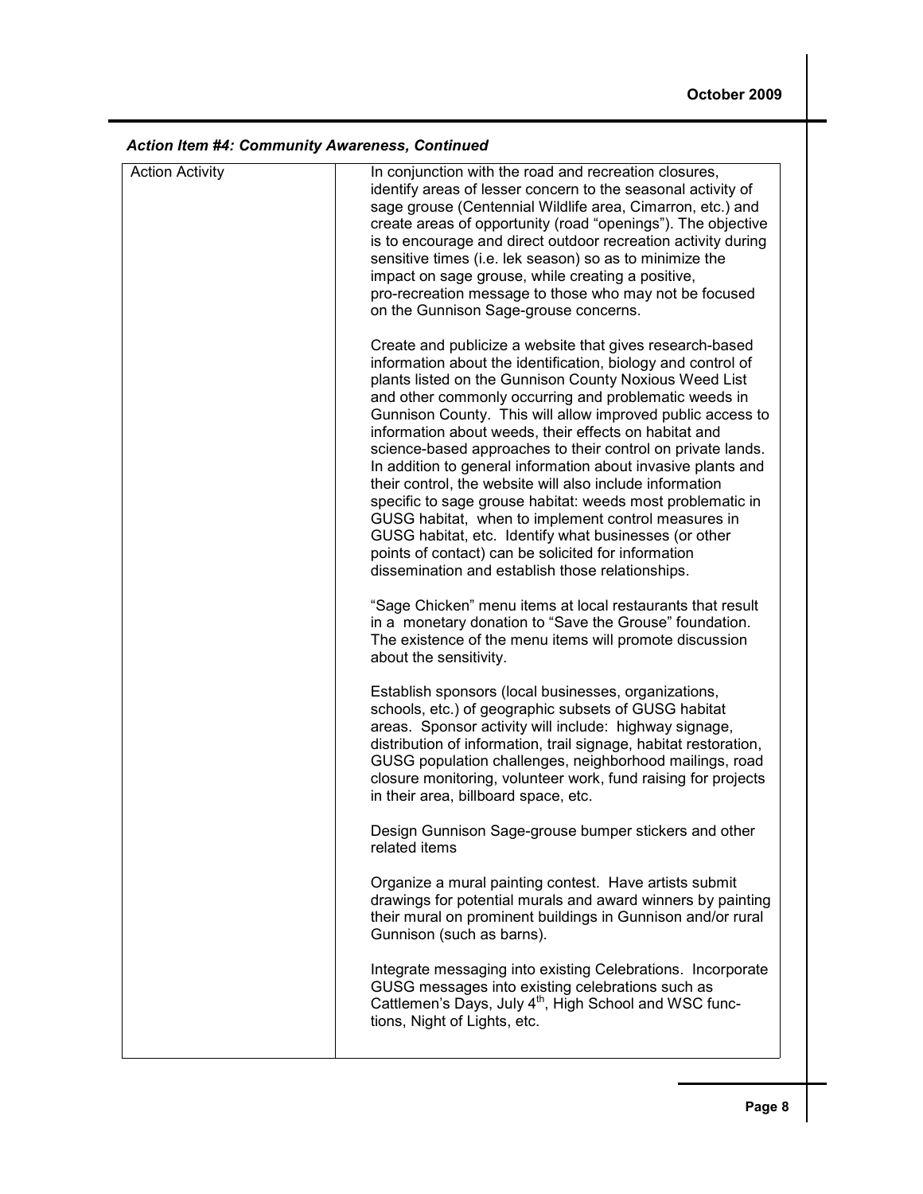### *Action Item #4: Community Awareness, Continued*

| Action Activity | In conjunction with the road and recreation closures, identify areas of lesser concern to the seasonal activity of sage grouse (Centennial Wildlife area, Cimarron, etc.) and create areas of opportunity (road "openings"). The objective is to encourage and direct outdoor recreation activity during sensitive times (i.e. lek season) so as to minimize the impact on sage grouse, while creating a positive, pro-recreation message to those who may not be focused on the Gunnison Sage-grouse concerns.<br><br>Create and publicize a website that gives research-based information about the identification, biology and control of plants listed on the Gunnison County Noxious Weed List and other commonly occurring and problematic weeds in Gunnison County. This will allow improved public access to information about weeds, their effects on habitat and science-based approaches to their control on private lands. In addition to general information about invasive plants and their control, the website will also include information specific to sage grouse habitat: weeds most problematic in GUSG habitat, when to implement control measures in GUSG habitat, etc. Identify what businesses (or other points of contact) can be solicited for information dissemination and establish those relationships.<br><br>"Sage Chicken" menu items at local restaurants that result in a monetary donation to "Save the Grouse" foundation. The existence of the menu items will promote discussion about the sensitivity.<br><br>Establish sponsors (local businesses, organizations, schools, etc.) of geographic subsets of GUSG habitat areas. Sponsor activity will include: highway signage, distribution of information, trail signage, habitat restoration, GUSG population challenges, neighborhood mailings, road closure monitoring, volunteer work, fund raising for projects in their area, billboard space, etc.<br><br>Design Gunnison Sage-grouse bumper stickers and other related items<br><br>Organize a mural painting contest. Have artists submit drawings for potential murals and award winners by painting their mural on prominent buildings in Gunnison and/or rural Gunnison (such as barns).<br><br>Integrate messaging into existing Celebrations. Incorporate GUSG messages into existing celebrations such as Cattlemen's Days, July 4th, High School and WSC functions, Night of Lights, etc. |
|---|---|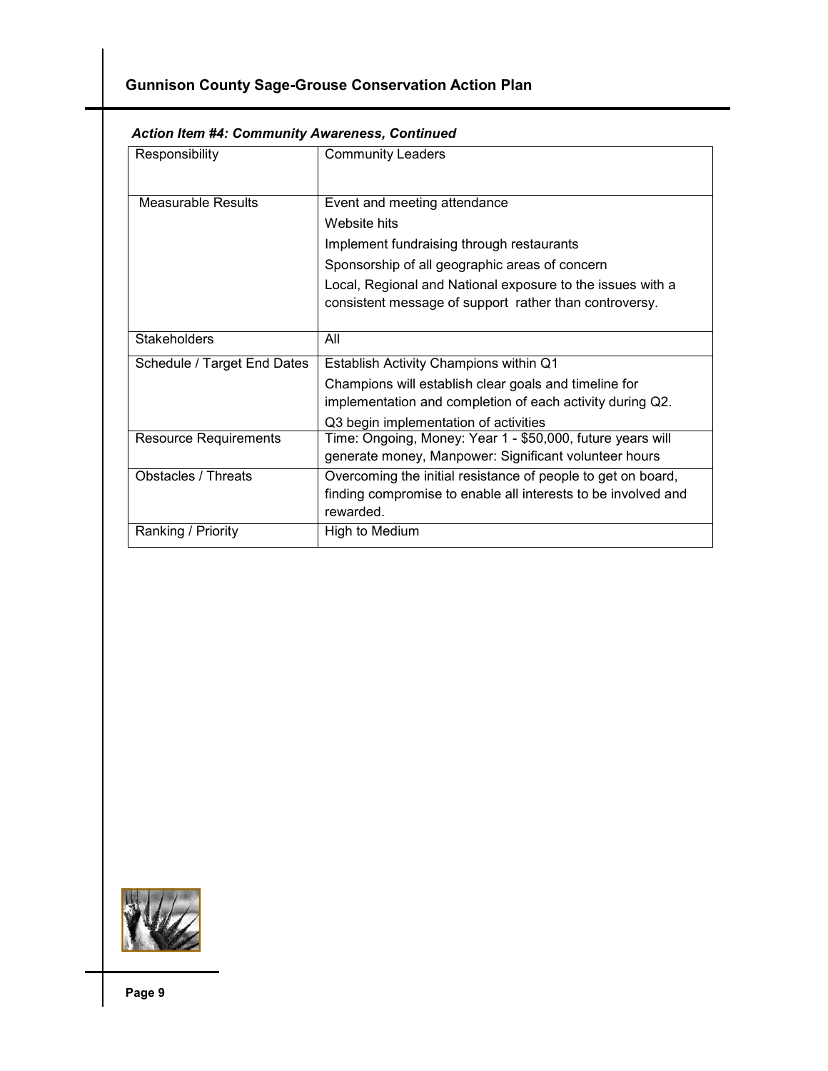*Action Item #4: Community Awareness, Continued*

| | |
|---|---|
| Responsibility | Community Leaders |
| Measurable Results | Event and meeting attendance<br>Website hits<br>Implement fundraising through restaurants<br>Sponsorship of all geographic areas of concern<br>Local, Regional and National exposure to the issues with a consistent message of support rather than controversy. |
| Stakeholders | All |
| Schedule / Target End Dates | Establish Activity Champions within Q1<br>Champions will establish clear goals and timeline for implementation and completion of each activity during Q2.<br>Q3 begin implementation of activities |
| Resource Requirements | Time: Ongoing, Money: Year 1 - $50,000, future years will generate money, Manpower: Significant volunteer hours |
| Obstacles / Threats | Overcoming the initial resistance of people to get on board, finding compromise to enable all interests to be involved and rewarded. |
| Ranking / Priority | High to Medium |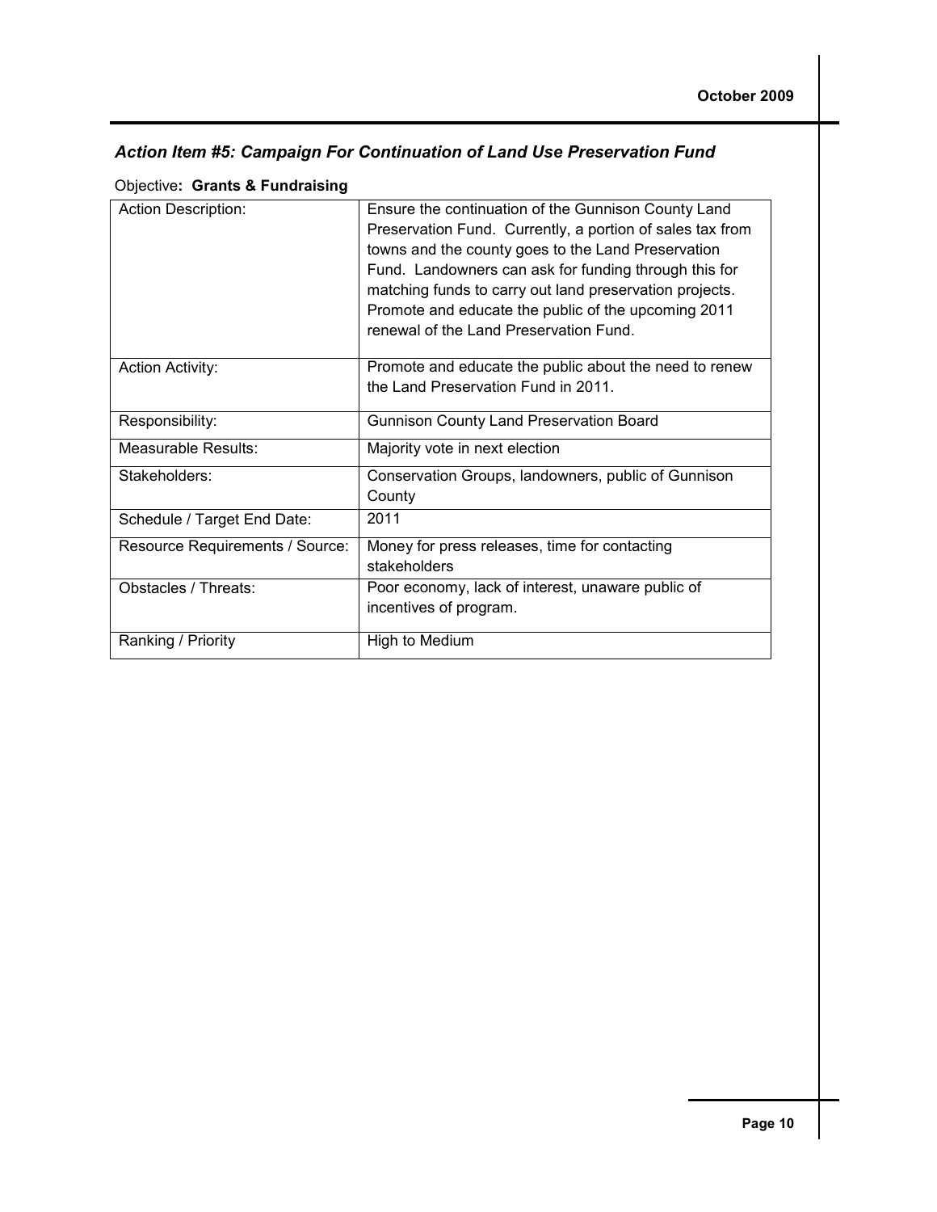### *Action Item #5: Campaign For Continuation of Land Use Preservation Fund*

Objective**: Grants & Fundraising**

| | |
|---|---|
| Action Description: | Ensure the continuation of the Gunnison County Land Preservation Fund. Currently, a portion of sales tax from towns and the county goes to the Land Preservation Fund. Landowners can ask for funding through this for matching funds to carry out land preservation projects. Promote and educate the public of the upcoming 2011 renewal of the Land Preservation Fund. |
| Action Activity: | Promote and educate the public about the need to renew the Land Preservation Fund in 2011. |
| Responsibility: | Gunnison County Land Preservation Board |
| Measurable Results: | Majority vote in next election |
| Stakeholders: | Conservation Groups, landowners, public of Gunnison County |
| Schedule / Target End Date: | 2011 |
| Resource Requirements / Source: | Money for press releases, time for contacting stakeholders |
| Obstacles / Threats: | Poor economy, lack of interest, unaware public of incentives of program. |
| Ranking / Priority | High to Medium |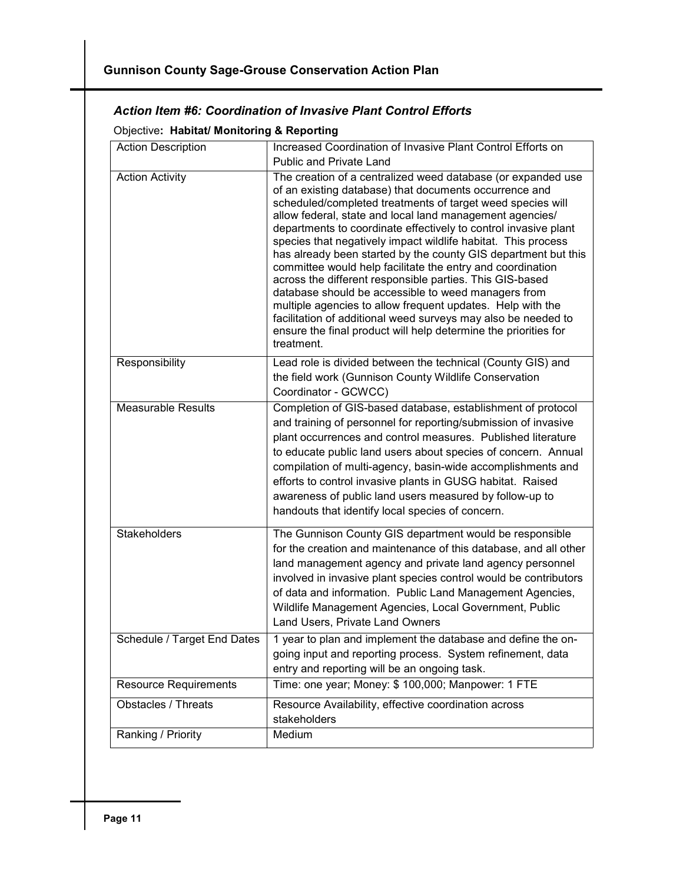### *Action Item #6: Coordination of Invasive Plant Control Efforts*

Objective**: Habitat/ Monitoring & Reporting**

| Action Description | Increased Coordination of Invasive Plant Control Efforts on Public and Private Land |
|---|---|
| Action Activity | The creation of a centralized weed database (or expanded use of an existing database) that documents occurrence and scheduled/completed treatments of target weed species will allow federal, state and local land management agencies/ departments to coordinate effectively to control invasive plant species that negatively impact wildlife habitat. This process has already been started by the county GIS department but this committee would help facilitate the entry and coordination across the different responsible parties. This GIS-based database should be accessible to weed managers from multiple agencies to allow frequent updates. Help with the facilitation of additional weed surveys may also be needed to ensure the final product will help determine the priorities for treatment. |
| Responsibility | Lead role is divided between the technical (County GIS) and the field work (Gunnison County Wildlife Conservation Coordinator - GCWCC) |
| Measurable Results | Completion of GIS-based database, establishment of protocol and training of personnel for reporting/submission of invasive plant occurrences and control measures. Published literature to educate public land users about species of concern. Annual compilation of multi-agency, basin-wide accomplishments and efforts to control invasive plants in GUSG habitat. Raised awareness of public land users measured by follow-up to handouts that identify local species of concern. |
| Stakeholders | The Gunnison County GIS department would be responsible for the creation and maintenance of this database, and all other land management agency and private land agency personnel involved in invasive plant species control would be contributors of data and information. Public Land Management Agencies, Wildlife Management Agencies, Local Government, Public Land Users, Private Land Owners |
| Schedule / Target End Dates | 1 year to plan and implement the database and define the on-going input and reporting process. System refinement, data entry and reporting will be an ongoing task. |
| Resource Requirements | Time: one year; Money: $ 100,000; Manpower: 1 FTE |
| Obstacles / Threats | Resource Availability, effective coordination across stakeholders |
| Ranking / Priority | Medium |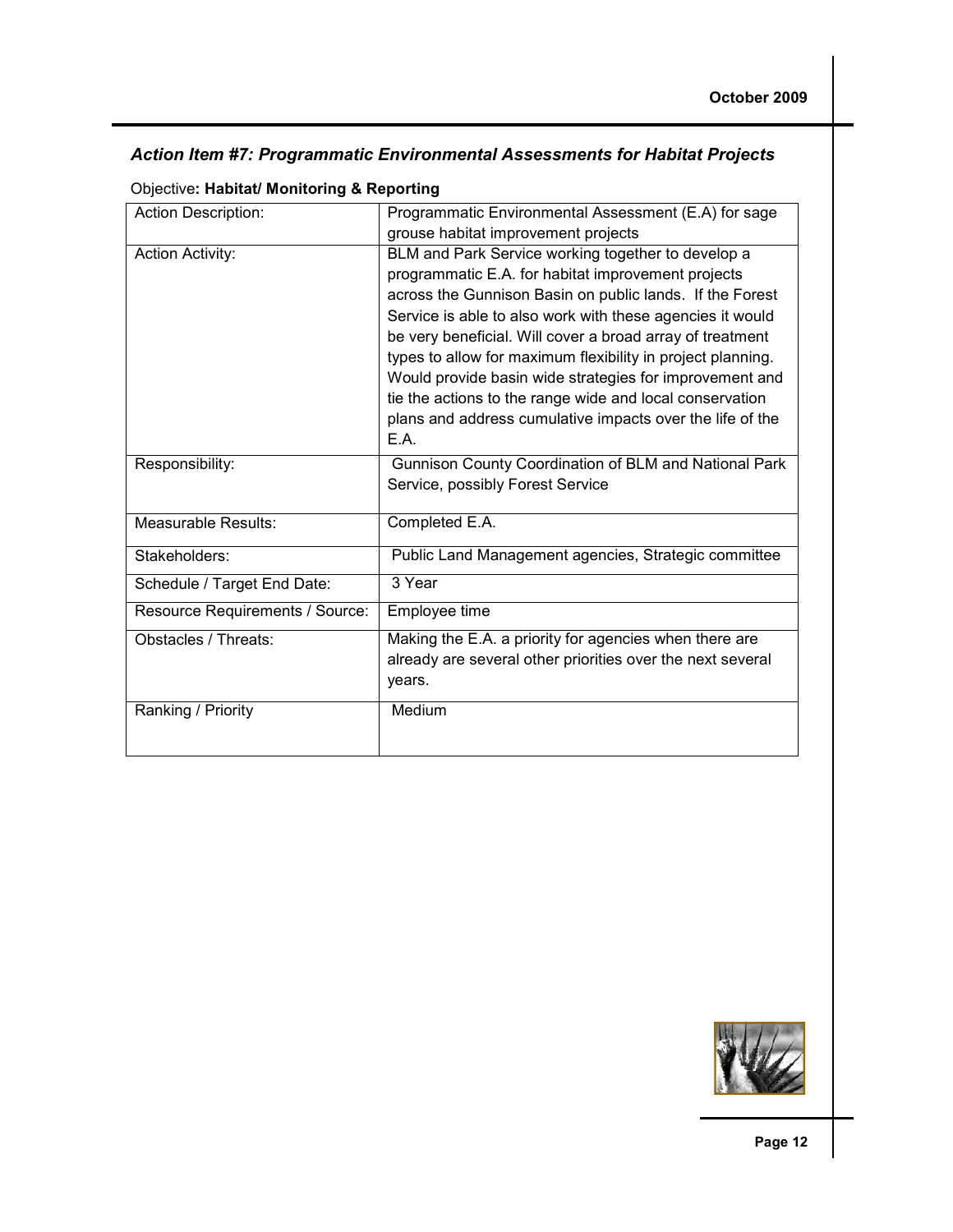### *Action Item #7: Programmatic Environmental Assessments for Habitat Projects*

Objective**: Habitat/ Monitoring & Reporting**

| Action Description: | Programmatic Environmental Assessment (E.A) for sage grouse habitat improvement projects |
|---|---|
| Action Activity: | BLM and Park Service working together to develop a programmatic E.A. for habitat improvement projects across the Gunnison Basin on public lands. If the Forest Service is able to also work with these agencies it would be very beneficial. Will cover a broad array of treatment types to allow for maximum flexibility in project planning. Would provide basin wide strategies for improvement and tie the actions to the range wide and local conservation plans and address cumulative impacts over the life of the E.A. |
| Responsibility: | Gunnison County Coordination of BLM and National Park Service, possibly Forest Service |
| Measurable Results: | Completed E.A. |
| Stakeholders: | Public Land Management agencies, Strategic committee |
| Schedule / Target End Date: | 3 Year |
| Resource Requirements / Source: | Employee time |
| Obstacles / Threats: | Making the E.A. a priority for agencies when there are already are several other priorities over the next several years. |
| Ranking / Priority | Medium |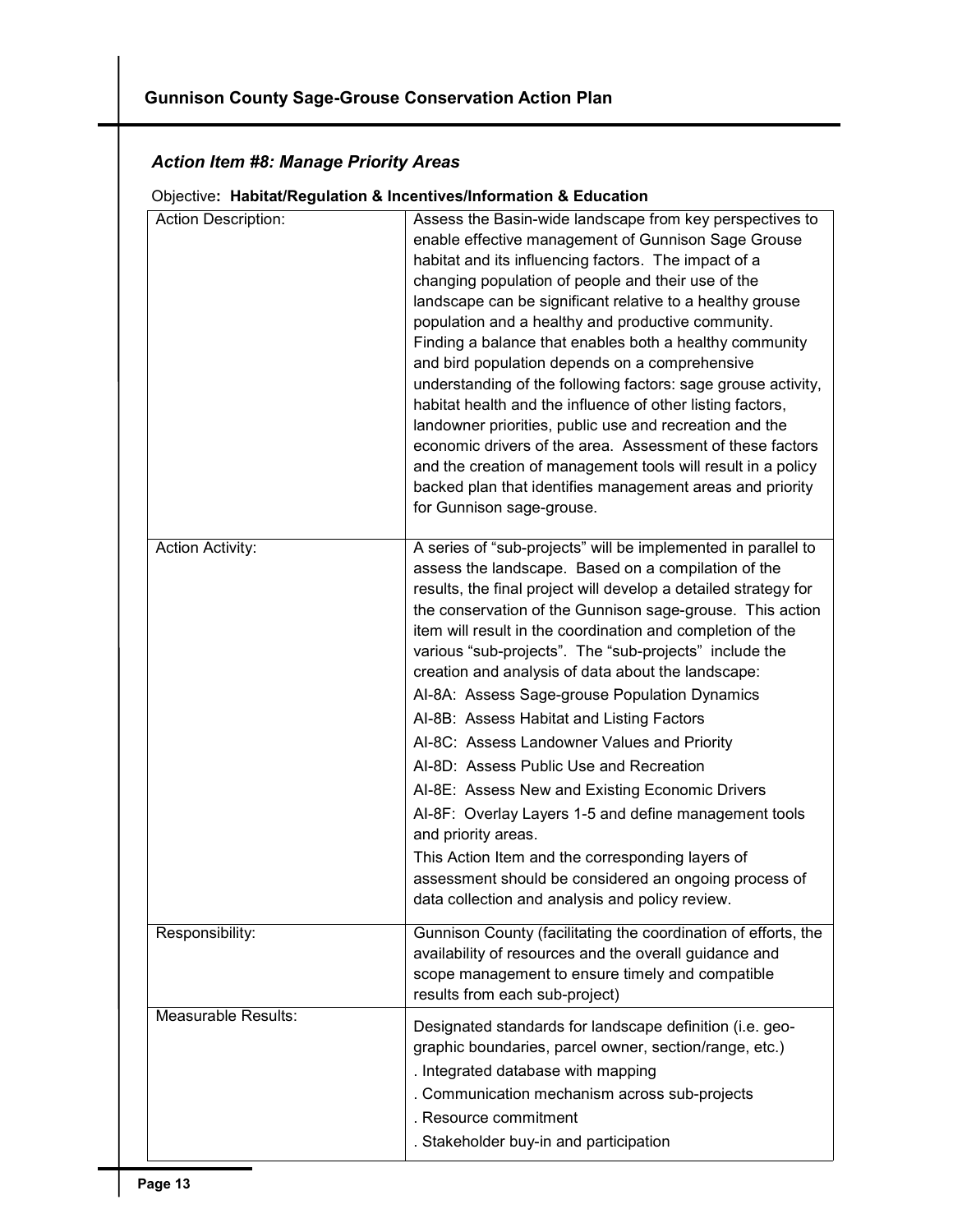### *Action Item #8: Manage Priority Areas*

Objective**: Habitat/Regulation & Incentives/Information & Education**

| | |
|---|---|
| Action Description: | Assess the Basin-wide landscape from key perspectives to enable effective management of Gunnison Sage Grouse habitat and its influencing factors. The impact of a changing population of people and their use of the landscape can be significant relative to a healthy grouse population and a healthy and productive community. Finding a balance that enables both a healthy community and bird population depends on a comprehensive understanding of the following factors: sage grouse activity, habitat health and the influence of other listing factors, landowner priorities, public use and recreation and the economic drivers of the area. Assessment of these factors and the creation of management tools will result in a policy backed plan that identifies management areas and priority for Gunnison sage-grouse. |
| Action Activity: | A series of "sub-projects" will be implemented in parallel to assess the landscape. Based on a compilation of the results, the final project will develop a detailed strategy for the conservation of the Gunnison sage-grouse. This action item will result in the coordination and completion of the various "sub-projects". The "sub-projects" include the creation and analysis of data about the landscape:<br>AI-8A: Assess Sage-grouse Population Dynamics<br>AI-8B: Assess Habitat and Listing Factors<br>AI-8C: Assess Landowner Values and Priority<br>AI-8D: Assess Public Use and Recreation<br>AI-8E: Assess New and Existing Economic Drivers<br>AI-8F: Overlay Layers 1-5 and define management tools and priority areas.<br>This Action Item and the corresponding layers of assessment should be considered an ongoing process of data collection and analysis and policy review. |
| Responsibility: | Gunnison County (facilitating the coordination of efforts, the availability of resources and the overall guidance and scope management to ensure timely and compatible results from each sub-project) |
| Measurable Results: | Designated standards for landscape definition (i.e. geo-graphic boundaries, parcel owner, section/range, etc.)<br>. Integrated database with mapping<br>. Communication mechanism across sub-projects<br>. Resource commitment<br>. Stakeholder buy-in and participation |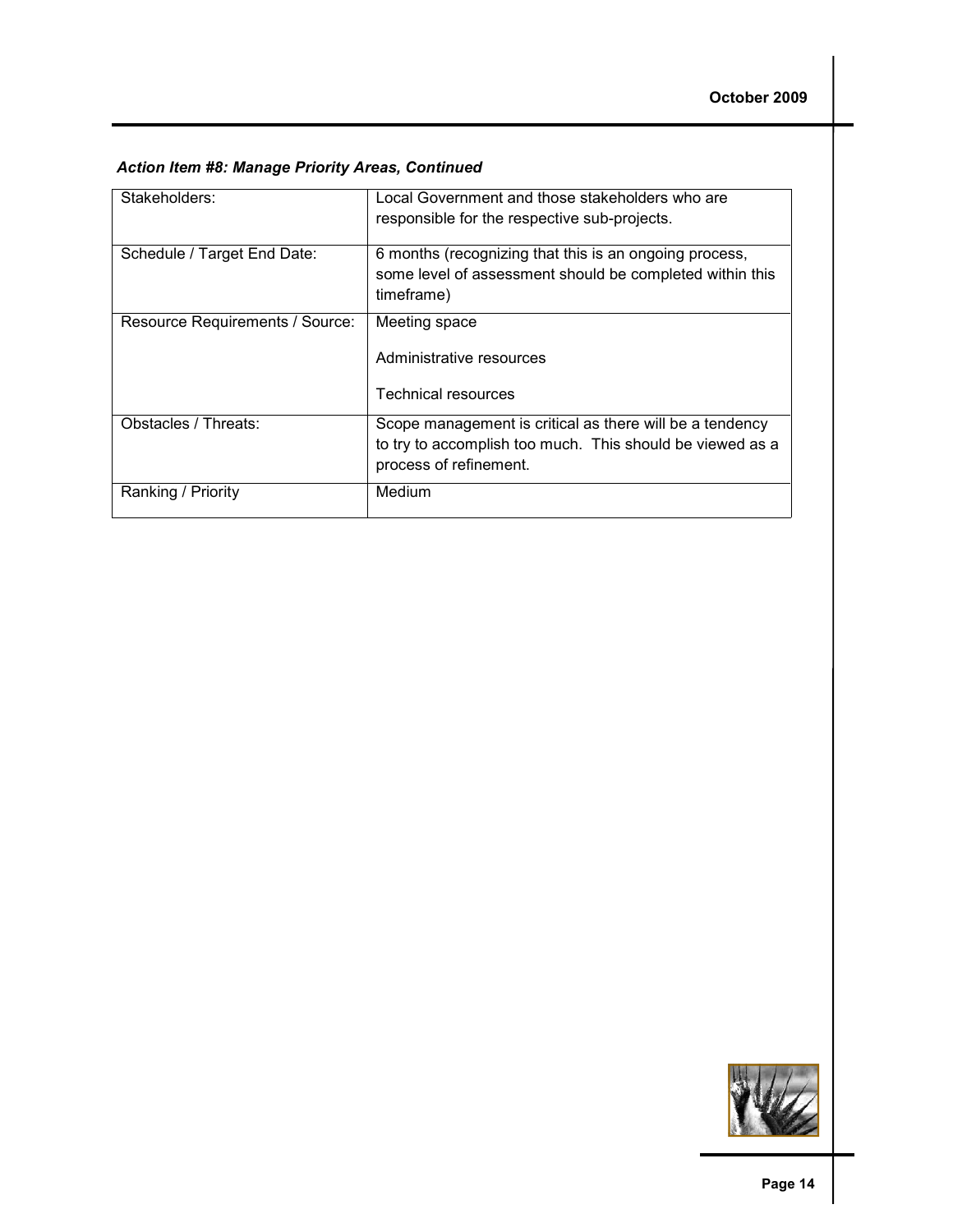### *Action Item #8: Manage Priority Areas, Continued*

| | |
|---|---|
| Stakeholders: | Local Government and those stakeholders who are responsible for the respective sub-projects. |
| Schedule / Target End Date: | 6 months (recognizing that this is an ongoing process, some level of assessment should be completed within this timeframe) |
| Resource Requirements / Source: | Meeting space<br><br>Administrative resources<br><br>Technical resources |
| Obstacles / Threats: | Scope management is critical as there will be a tendency to try to accomplish too much. This should be viewed as a process of refinement. |
| Ranking / Priority | Medium |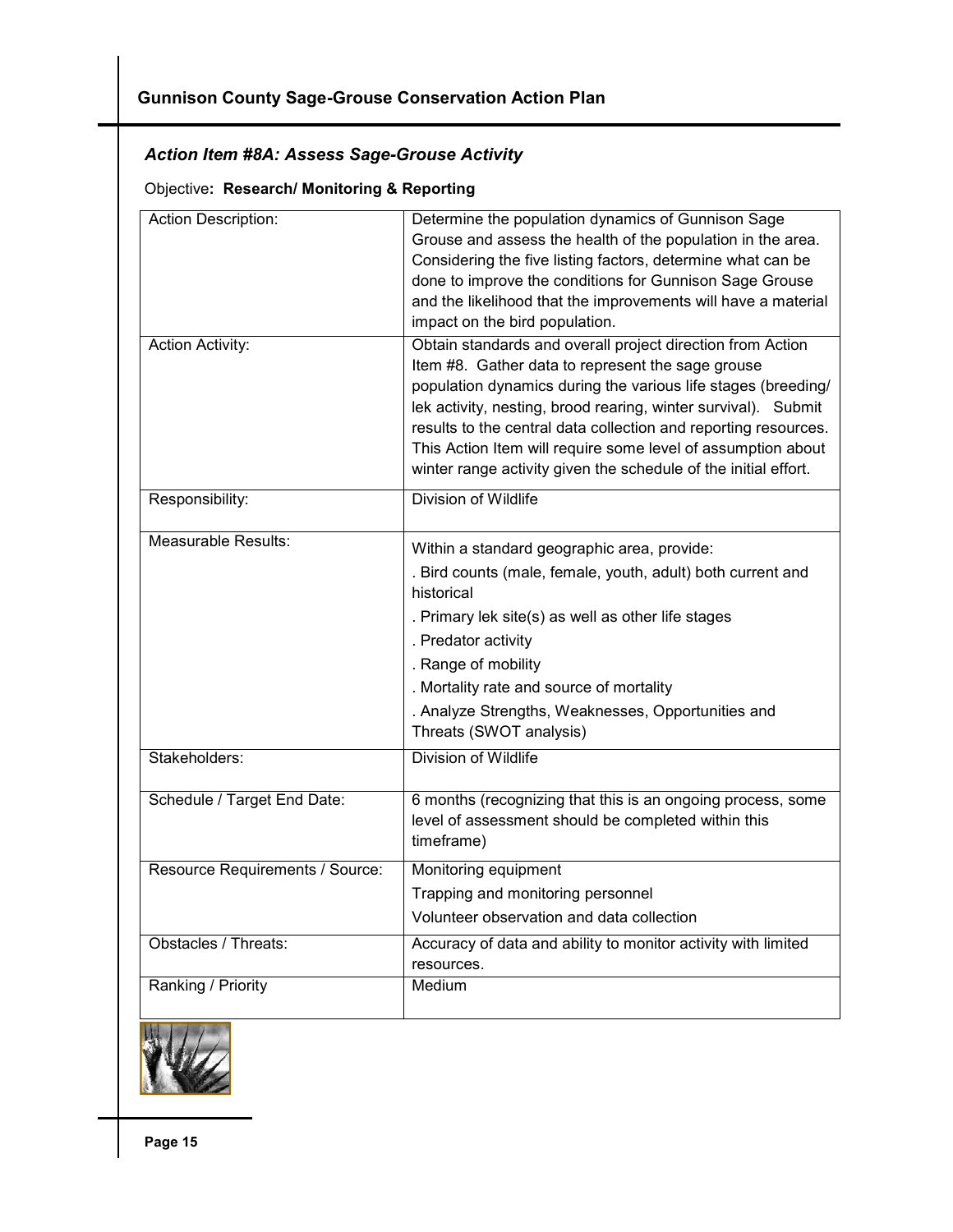### *Action Item #8A: Assess Sage-Grouse Activity*

Objective**: Research/ Monitoring & Reporting**

| | |
|---|---|
| Action Description: | Determine the population dynamics of Gunnison Sage Grouse and assess the health of the population in the area. Considering the five listing factors, determine what can be done to improve the conditions for Gunnison Sage Grouse and the likelihood that the improvements will have a material impact on the bird population. |
| Action Activity: | Obtain standards and overall project direction from Action Item #8. Gather data to represent the sage grouse population dynamics during the various life stages (breeding/ lek activity, nesting, brood rearing, winter survival). Submit results to the central data collection and reporting resources. This Action Item will require some level of assumption about winter range activity given the schedule of the initial effort. |
| Responsibility: | Division of Wildlife |
| Measurable Results: | Within a standard geographic area, provide:<br>. Bird counts (male, female, youth, adult) both current and historical<br>. Primary lek site(s) as well as other life stages<br>. Predator activity<br>. Range of mobility<br>. Mortality rate and source of mortality<br>. Analyze Strengths, Weaknesses, Opportunities and Threats (SWOT analysis) |
| Stakeholders: | Division of Wildlife |
| Schedule / Target End Date: | 6 months (recognizing that this is an ongoing process, some level of assessment should be completed within this timeframe) |
| Resource Requirements / Source: | Monitoring equipment<br>Trapping and monitoring personnel<br>Volunteer observation and data collection |
| Obstacles / Threats: | Accuracy of data and ability to monitor activity with limited resources. |
| Ranking / Priority | Medium |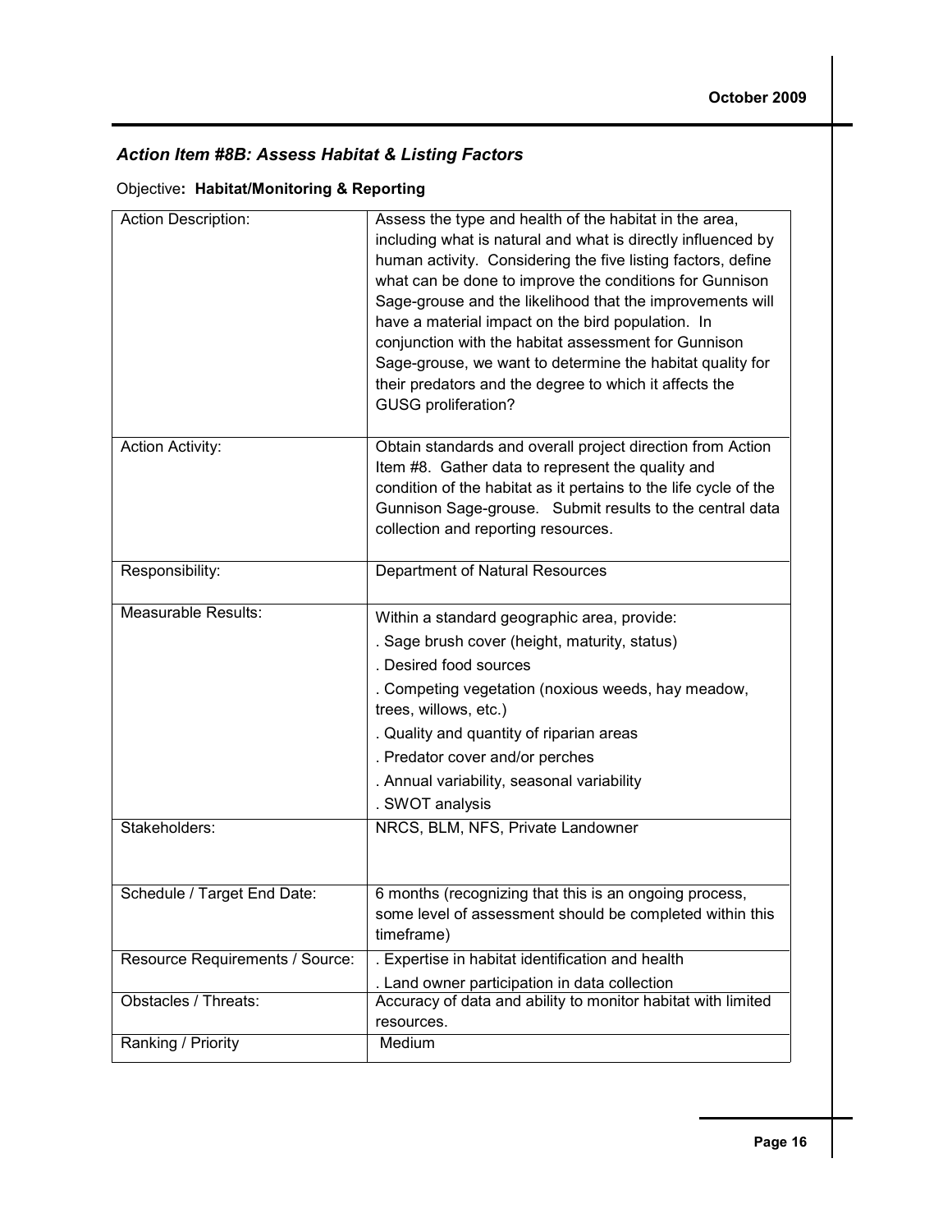### *Action Item #8B: Assess Habitat & Listing Factors*

Objective**: Habitat/Monitoring & Reporting**

| | |
|---|---|
| Action Description: | Assess the type and health of the habitat in the area, including what is natural and what is directly influenced by human activity. Considering the five listing factors, define what can be done to improve the conditions for Gunnison Sage-grouse and the likelihood that the improvements will have a material impact on the bird population. In conjunction with the habitat assessment for Gunnison Sage-grouse, we want to determine the habitat quality for their predators and the degree to which it affects the GUSG proliferation? |
| Action Activity: | Obtain standards and overall project direction from Action Item #8. Gather data to represent the quality and condition of the habitat as it pertains to the life cycle of the Gunnison Sage-grouse. Submit results to the central data collection and reporting resources. |
| Responsibility: | Department of Natural Resources |
| Measurable Results: | Within a standard geographic area, provide:<br>. Sage brush cover (height, maturity, status)<br>. Desired food sources<br>. Competing vegetation (noxious weeds, hay meadow, trees, willows, etc.)<br>. Quality and quantity of riparian areas<br>. Predator cover and/or perches<br>. Annual variability, seasonal variability<br>. SWOT analysis |
| Stakeholders: | NRCS, BLM, NFS, Private Landowner |
| Schedule / Target End Date: | 6 months (recognizing that this is an ongoing process, some level of assessment should be completed within this timeframe) |
| Resource Requirements / Source: | . Expertise in habitat identification and health<br>. Land owner participation in data collection |
| Obstacles / Threats: | Accuracy of data and ability to monitor habitat with limited resources. |
| Ranking / Priority | Medium |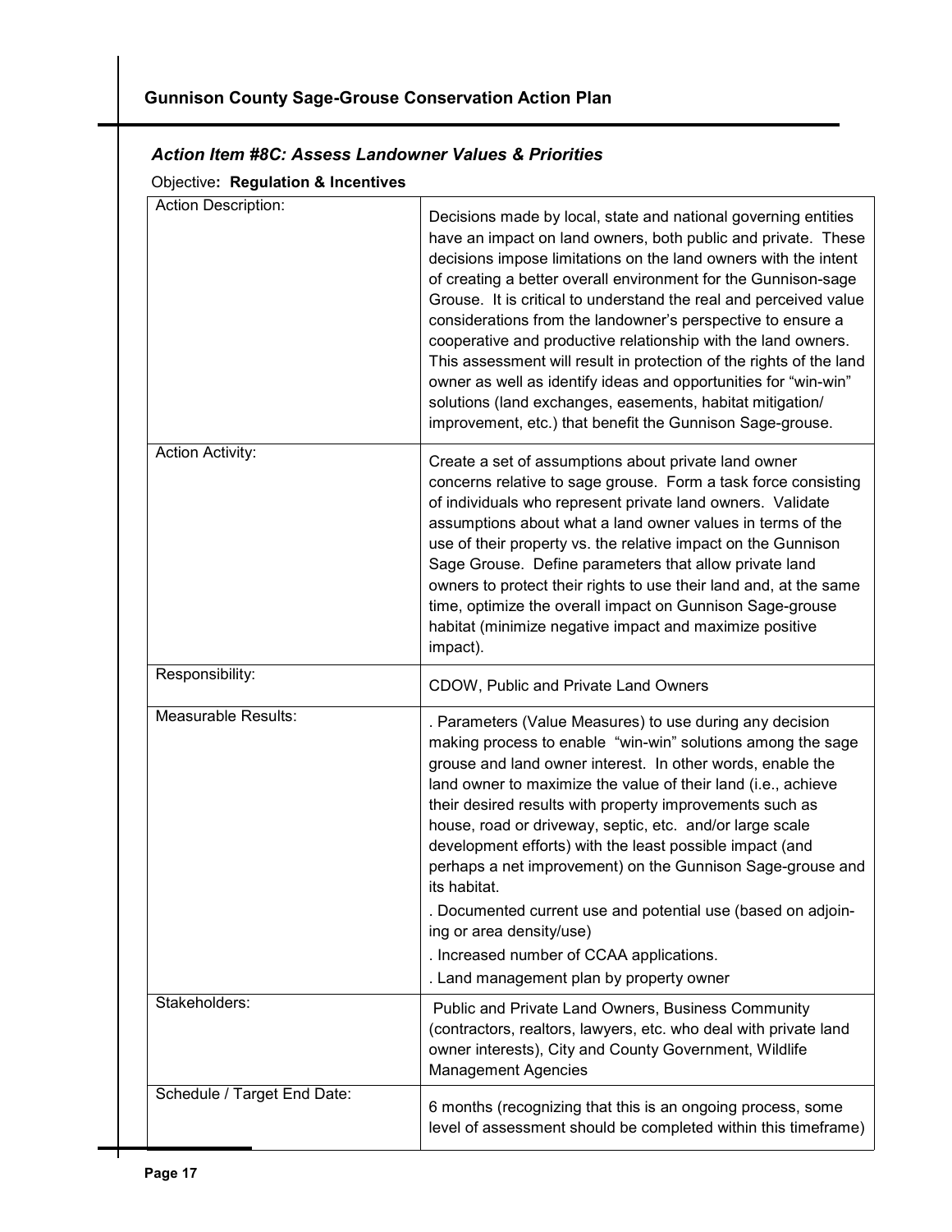### *Action Item #8C: Assess Landowner Values & Priorities*

Objective**: Regulation & Incentives**

| Action Description: | Decisions made by local, state and national governing entities have an impact on land owners, both public and private. These decisions impose limitations on the land owners with the intent of creating a better overall environment for the Gunnison-sage Grouse. It is critical to understand the real and perceived value considerations from the landowner's perspective to ensure a cooperative and productive relationship with the land owners. This assessment will result in protection of the rights of the land owner as well as identify ideas and opportunities for "win-win" solutions (land exchanges, easements, habitat mitigation/ improvement, etc.) that benefit the Gunnison Sage-grouse. |
|---|---|
| Action Activity: | Create a set of assumptions about private land owner concerns relative to sage grouse. Form a task force consisting of individuals who represent private land owners. Validate assumptions about what a land owner values in terms of the use of their property vs. the relative impact on the Gunnison Sage Grouse. Define parameters that allow private land owners to protect their rights to use their land and, at the same time, optimize the overall impact on Gunnison Sage-grouse habitat (minimize negative impact and maximize positive impact). |
| Responsibility: | CDOW, Public and Private Land Owners |
| Measurable Results: | . Parameters (Value Measures) to use during any decision making process to enable "win-win" solutions among the sage grouse and land owner interest. In other words, enable the land owner to maximize the value of their land (i.e., achieve their desired results with property improvements such as house, road or driveway, septic, etc. and/or large scale development efforts) with the least possible impact (and perhaps a net improvement) on the Gunnison Sage-grouse and its habitat.<br>. Documented current use and potential use (based on adjoining or area density/use)<br>. Increased number of CCAA applications.<br>. Land management plan by property owner |
| Stakeholders: | Public and Private Land Owners, Business Community (contractors, realtors, lawyers, etc. who deal with private land owner interests), City and County Government, Wildlife Management Agencies |
| Schedule / Target End Date: | 6 months (recognizing that this is an ongoing process, some level of assessment should be completed within this timeframe) |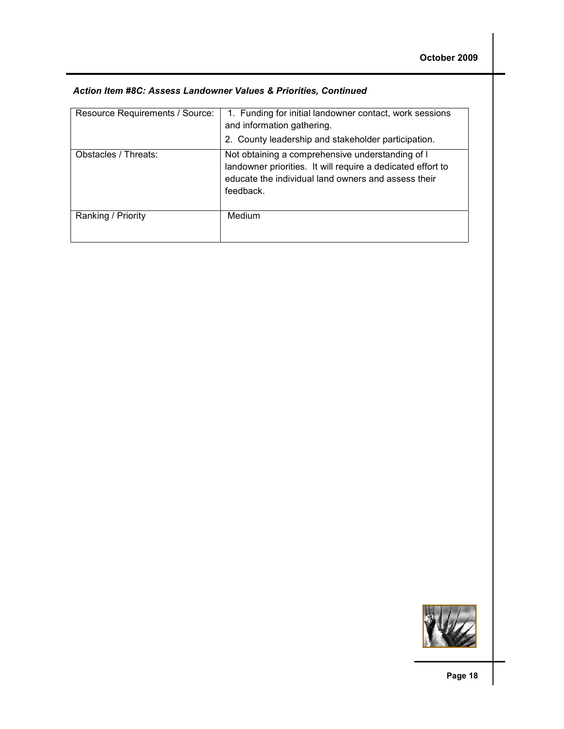***Action Item #8C: Assess Landowner Values & Priorities, Continued***

| Resource Requirements / Source: | 1. Funding for initial landowner contact, work sessions and information gathering.<br>2. County leadership and stakeholder participation. |
|---|---|
| Obstacles / Threats: | Not obtaining a comprehensive understanding of l landowner priorities. It will require a dedicated effort to educate the individual land owners and assess their feedback. |
| Ranking / Priority | Medium |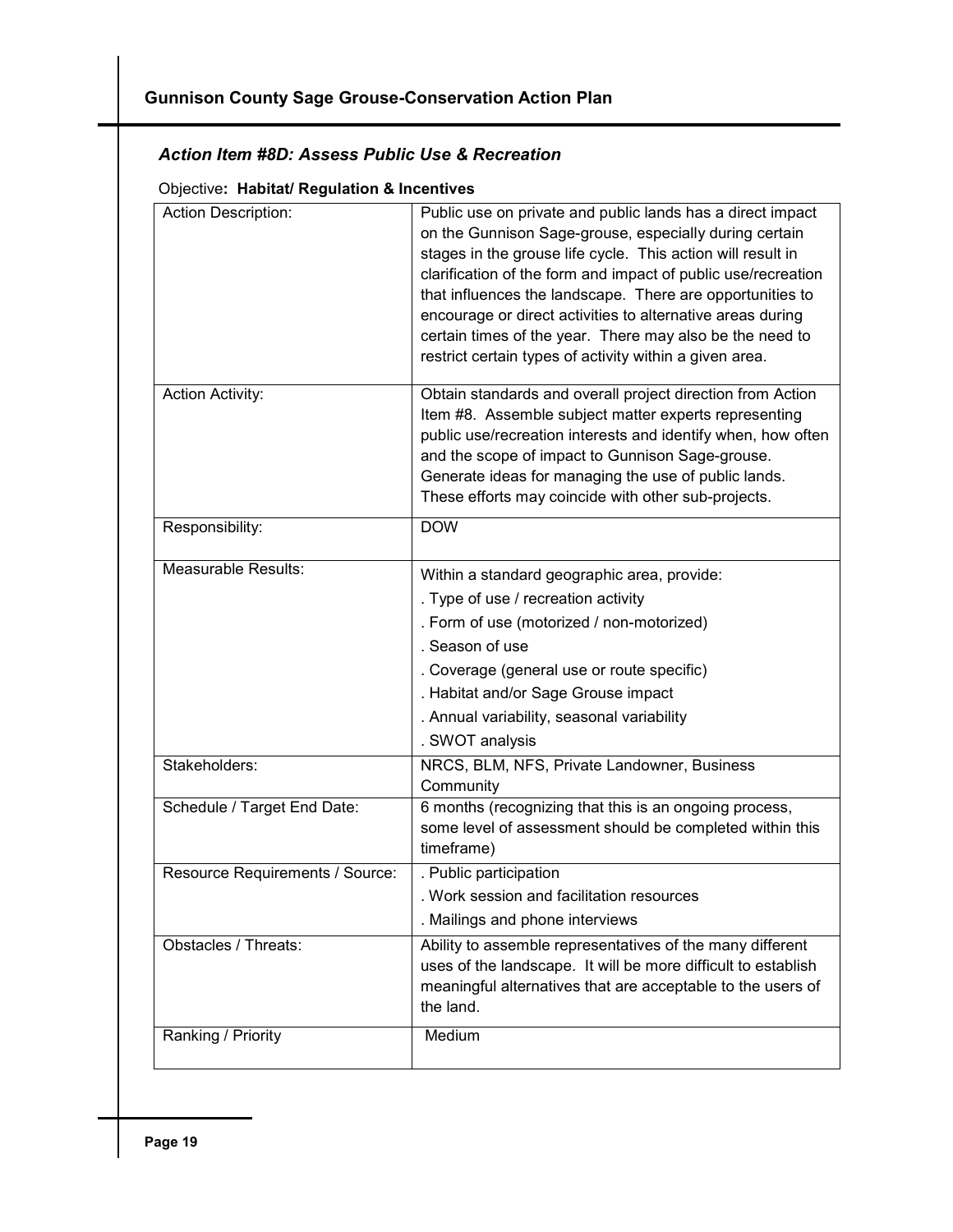### *Action Item #8D: Assess Public Use & Recreation*

Objective**: Habitat/ Regulation & Incentives**

| Action Description: | Public use on private and public lands has a direct impact on the Gunnison Sage-grouse, especially during certain stages in the grouse life cycle. This action will result in clarification of the form and impact of public use/recreation that influences the landscape. There are opportunities to encourage or direct activities to alternative areas during certain times of the year. There may also be the need to restrict certain types of activity within a given area. |
|---|---|
| Action Activity: | Obtain standards and overall project direction from Action Item #8. Assemble subject matter experts representing public use/recreation interests and identify when, how often and the scope of impact to Gunnison Sage-grouse. Generate ideas for managing the use of public lands. These efforts may coincide with other sub-projects. |
| Responsibility: | DOW |
| Measurable Results: | Within a standard geographic area, provide:<br>. Type of use / recreation activity<br>. Form of use (motorized / non-motorized)<br>. Season of use<br>. Coverage (general use or route specific)<br>. Habitat and/or Sage Grouse impact<br>. Annual variability, seasonal variability<br>. SWOT analysis |
| Stakeholders: | NRCS, BLM, NFS, Private Landowner, Business Community |
| Schedule / Target End Date: | 6 months (recognizing that this is an ongoing process, some level of assessment should be completed within this timeframe) |
| Resource Requirements / Source: | . Public participation<br>. Work session and facilitation resources<br>. Mailings and phone interviews |
| Obstacles / Threats: | Ability to assemble representatives of the many different uses of the landscape. It will be more difficult to establish meaningful alternatives that are acceptable to the users of the land. |
| Ranking / Priority | Medium |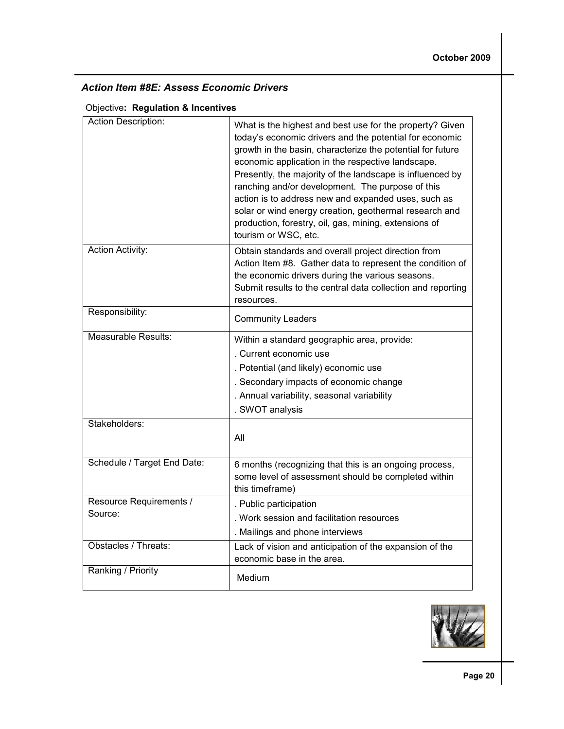### *Action Item #8E: Assess Economic Drivers*

Objective**: Regulation & Incentives**

| | |
|---|---|
| Action Description: | What is the highest and best use for the property? Given today's economic drivers and the potential for economic growth in the basin, characterize the potential for future economic application in the respective landscape. Presently, the majority of the landscape is influenced by ranching and/or development. The purpose of this action is to address new and expanded uses, such as solar or wind energy creation, geothermal research and production, forestry, oil, gas, mining, extensions of tourism or WSC, etc. |
| Action Activity: | Obtain standards and overall project direction from Action Item #8. Gather data to represent the condition of the economic drivers during the various seasons. Submit results to the central data collection and reporting resources. |
| Responsibility: | Community Leaders |
| Measurable Results: | Within a standard geographic area, provide:<br>. Current economic use<br>. Potential (and likely) economic use<br>. Secondary impacts of economic change<br>. Annual variability, seasonal variability<br>. SWOT analysis |
| Stakeholders: | All |
| Schedule / Target End Date: | 6 months (recognizing that this is an ongoing process, some level of assessment should be completed within this timeframe) |
| Resource Requirements / Source: | . Public participation<br>. Work session and facilitation resources<br>. Mailings and phone interviews |
| Obstacles / Threats: | Lack of vision and anticipation of the expansion of the economic base in the area. |
| Ranking / Priority | Medium |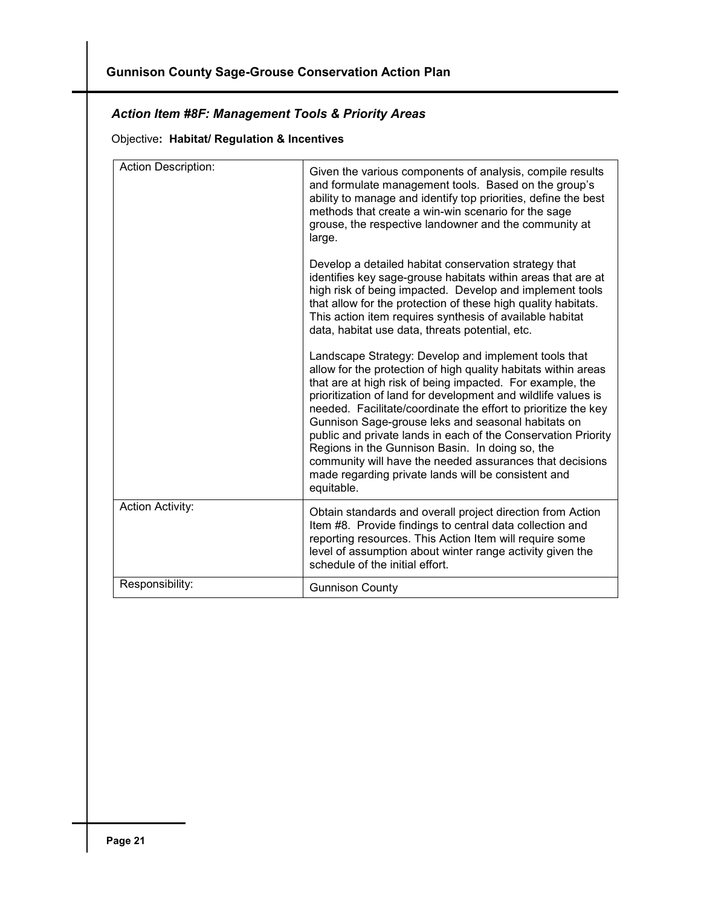### *Action Item #8F: Management Tools & Priority Areas*

Objective**: Habitat/ Regulation & Incentives**

| | |
|---|---|
| Action Description: | Given the various components of analysis, compile results and formulate management tools. Based on the group's ability to manage and identify top priorities, define the best methods that create a win-win scenario for the sage grouse, the respective landowner and the community at large.<br><br>Develop a detailed habitat conservation strategy that identifies key sage-grouse habitats within areas that are at high risk of being impacted. Develop and implement tools that allow for the protection of these high quality habitats. This action item requires synthesis of available habitat data, habitat use data, threats potential, etc.<br><br>Landscape Strategy: Develop and implement tools that allow for the protection of high quality habitats within areas that are at high risk of being impacted. For example, the prioritization of land for development and wildlife values is needed. Facilitate/coordinate the effort to prioritize the key Gunnison Sage-grouse leks and seasonal habitats on public and private lands in each of the Conservation Priority Regions in the Gunnison Basin. In doing so, the community will have the needed assurances that decisions made regarding private lands will be consistent and equitable. |
| Action Activity: | Obtain standards and overall project direction from Action Item #8. Provide findings to central data collection and reporting resources. This Action Item will require some level of assumption about winter range activity given the schedule of the initial effort. |
| Responsibility: | Gunnison County |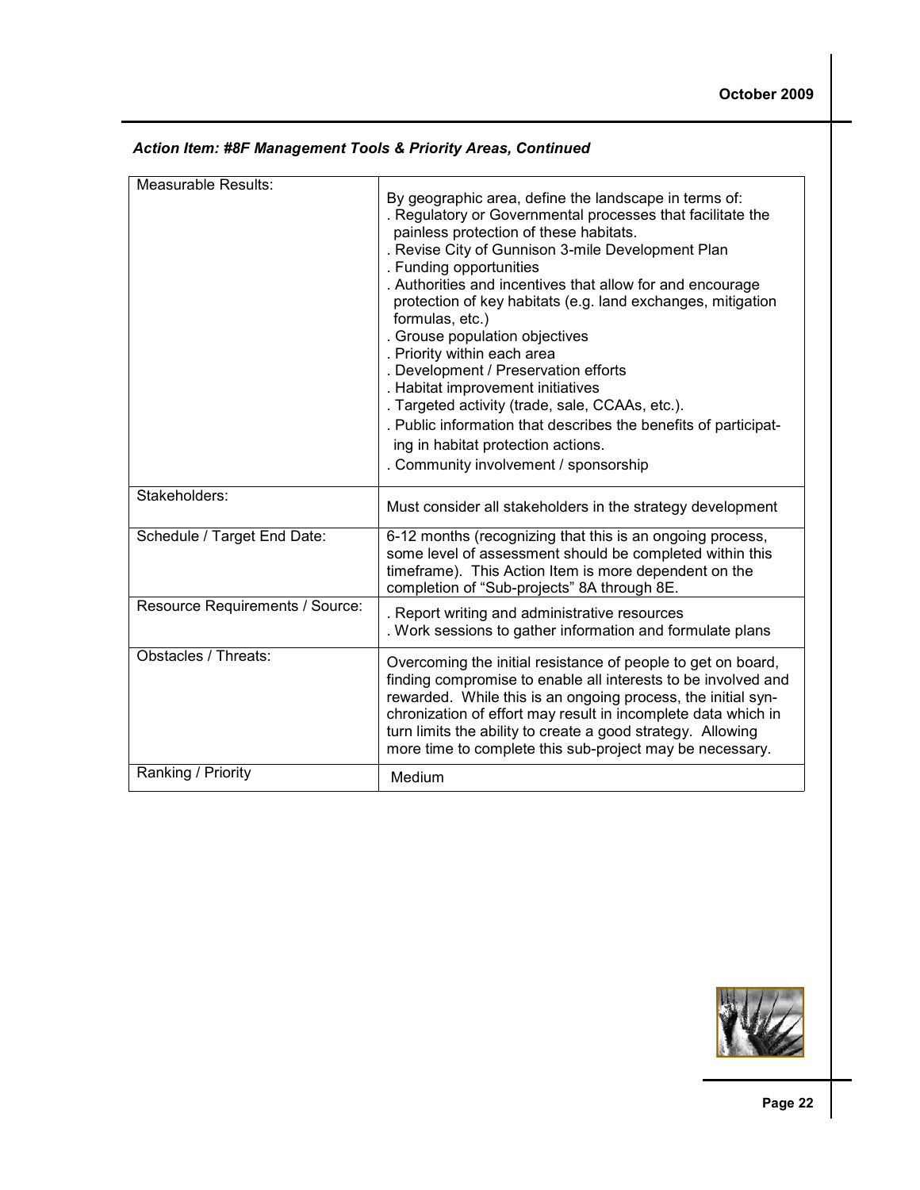***Action Item: #8F Management Tools & Priority Areas, Continued***

| | |
|---|---|
| Measurable Results: | By geographic area, define the landscape in terms of:<br>. Regulatory or Governmental processes that facilitate the painless protection of these habitats.<br>. Revise City of Gunnison 3-mile Development Plan<br>. Funding opportunities<br>. Authorities and incentives that allow for and encourage protection of key habitats (e.g. land exchanges, mitigation formulas, etc.)<br>. Grouse population objectives<br>. Priority within each area<br>. Development / Preservation efforts<br>. Habitat improvement initiatives<br>. Targeted activity (trade, sale, CCAAs, etc.).<br>. Public information that describes the benefits of participating in habitat protection actions.<br>. Community involvement / sponsorship |
| Stakeholders: | Must consider all stakeholders in the strategy development |
| Schedule / Target End Date: | 6-12 months (recognizing that this is an ongoing process, some level of assessment should be completed within this timeframe). This Action Item is more dependent on the completion of "Sub-projects" 8A through 8E. |
| Resource Requirements / Source: | . Report writing and administrative resources<br>. Work sessions to gather information and formulate plans |
| Obstacles / Threats: | Overcoming the initial resistance of people to get on board, finding compromise to enable all interests to be involved and rewarded. While this is an ongoing process, the initial synchronization of effort may result in incomplete data which in turn limits the ability to create a good strategy. Allowing more time to complete this sub-project may be necessary. |
| Ranking / Priority | Medium |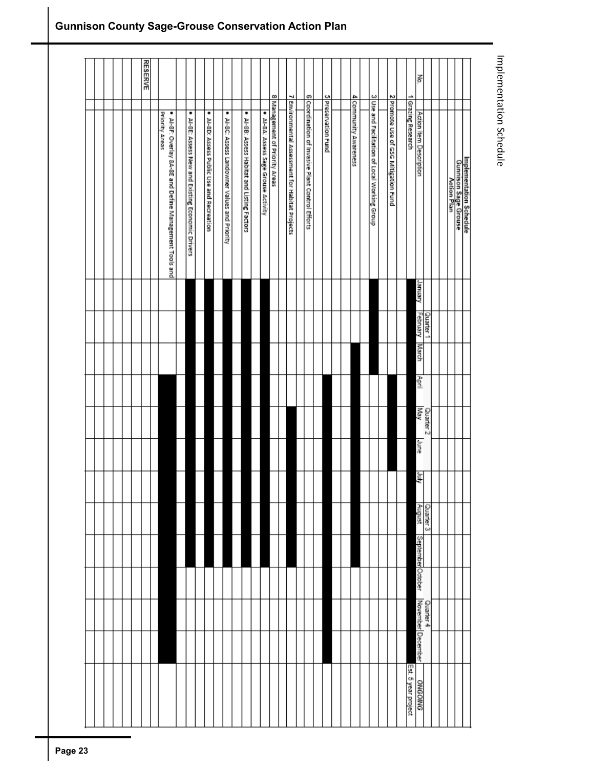# Implementation Schedule

**Implementation Schedule
Gunnison Sage Grouse
Action Plan**

| No. | Action Item Description | Quarter 1 | | | Quarter 2 | | | Quarter 3 | | | Quarter 4 | | | ONGOING |
|---|---|---|---|---|---|---|---|---|---|---|---|---|---|---|
| | | January | February | March | April | May | June | July | August | September | October | November | December | |
| 1 | Grazing Research | ■ | ■ | ■ | ■ | ■ | ■ | ■ | ■ | ■ | ■ | ■ | ■ | Est. 5 year project |
| 2 | Promote Use of GSG Mitigation Fund | | | | ■ | ■ | ■ | | | | | | | |
| 3 | Use and Facilitation of Local Working Group | ■ | ■ | ■ | | | | | | | | | | |
| 4 | Community Awareness | | | ■ | ■ | ■ | ■ | ■ | ■ | ■ | | | | |
| 5 | Preservation Fund | | | | ■ | ■ | ■ | ■ | ■ | ■ | ■ | ■ | ■ | |
| 6 | Coordination of Invasive Plant Control Efforts | | | | | | | | | | | | | |
| 7 | Environmental Assessment for Habitat Projects | | | | | ■ | ■ | ■ | ■ | ■ | | | | |
| 8 | Management of Priority Areas | | | | | | | | | | | | | |
| | • AI-8A: Assess Sage Grouse Activity | ■ | ■ | ■ | ■ | ■ | ■ | ■ | ■ | ■ | | | | |
| | • AI-8B: Assess Habitat and Listing Factors | ■ | ■ | ■ | ■ | ■ | ■ | ■ | ■ | ■ | | | | |
| | • AI-8C: Assess Landowner Values and Priority | ■ | ■ | ■ | ■ | ■ | ■ | ■ | ■ | ■ | | | | |
| | • AI-8D: Assess Public Use and Recreation | ■ | ■ | ■ | ■ | ■ | ■ | ■ | ■ | ■ | | | | |
| | • AI-8E: Assess New and Existing Economic Drivers | ■ | ■ | ■ | ■ | ■ | ■ | ■ | ■ | ■ | | | | |
| | • AI-8F: Overlay 8A-8E and Define Management Tools and Priority Areas | | | | ■ | ■ | ■ | ■ | ■ | ■ | ■ | ■ | ■ | |
| RESERVE | | | | | | | | | | | | | | |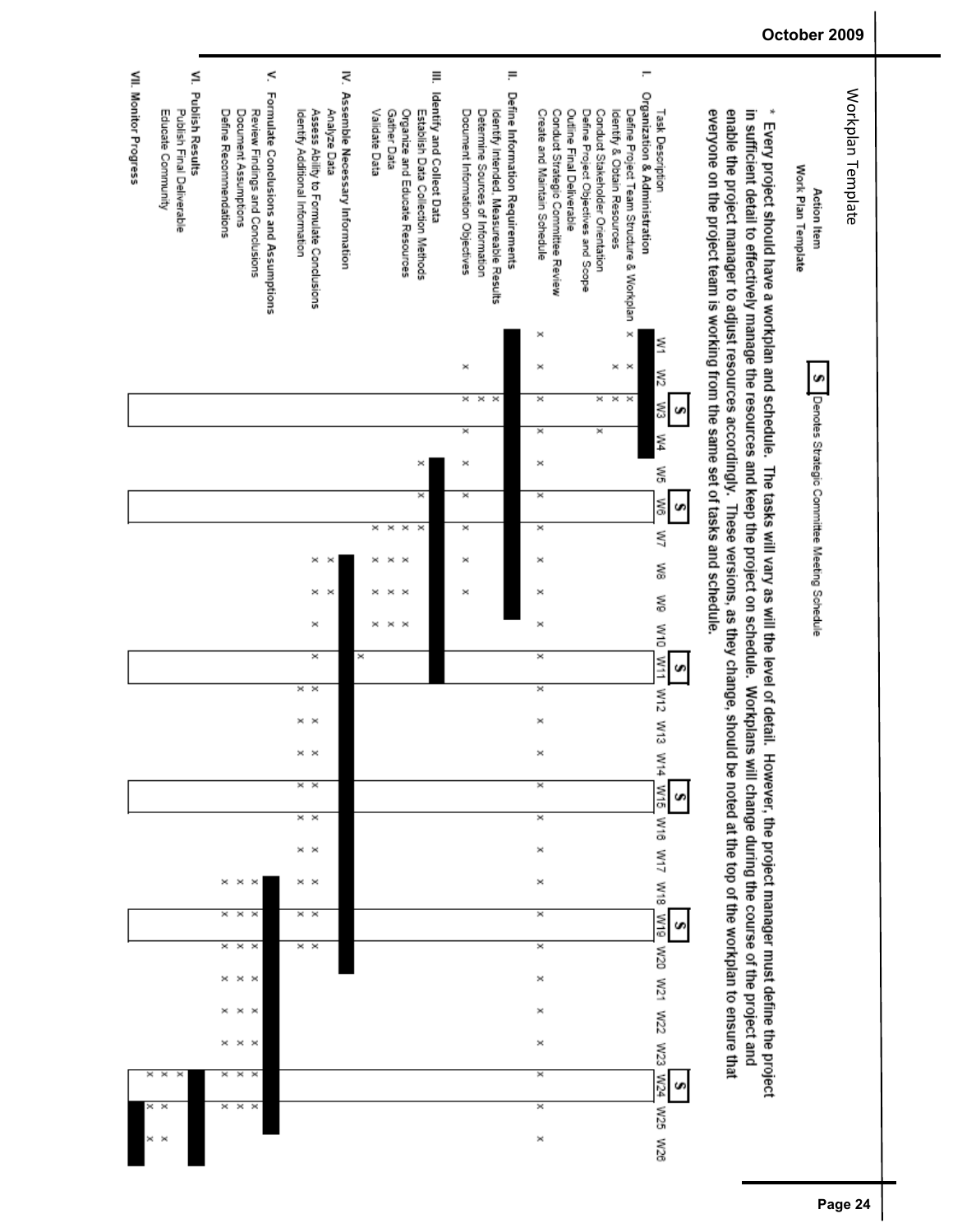# Workplan Template

Action Item
Work Plan Template

**S** Denotes Strategic Committee Meeting Schedule

**\* Every project should have a workplan and schedule. The tasks will vary as will the level of detail. However, the project manager must define the project in sufficient detail to effectively manage the resources and keep the project on schedule. Workplans will change during the course of the project and enable the project manager to adjust resources accordingly. These versions, as they change, should be noted at the top of the workplan to ensure that everyone on the project team is working from the same set of tasks and schedule.**

| Task Description | W1 | W2 | W3 | W4 | W5 | W6 | W7 | W8 | W9 | W10 | W11 | W12 | W13 | W14 | W15 | W16 | W17 | W18 | W19 | W20 | W21 | W22 | W23 | W24 | W25 | W26 |
|---|---|---|---|---|---|---|---|---|---|---|---|---|---|---|---|---|---|---|---|---|---|---|---|---|---|---|
| Strategic Committee Meeting | | | S | | | S | | | | | S | | | | S | | | | S | | | | | S | | |
| **I. Organization & Administration** | █ | █ | █ | █ | | | | | | | | | | | | | | | | | | | | | | |
| Define Project Team Structure & Workplan | x | x | x | | | | | | | | | | | | | | | | | | | | | | | |
| Identify & Obtain Resources | | x | x | | | | | | | | | | | | | | | | | | | | | | | |
| Conduct Stakeholder Orientation | | x | x | | | | | | | | | | | | | | | | | | | | | | | |
| Define Project Objectives and Scope | | | x | x | | | | | | | | | | | | | | | | | | | | | | |
| Outline Final Deliverable | | | | | | | | | | | | | | | | | | | | | | | | | | |
| Conduct Strategic Committee Review | | | | | | | | | | | | | | | | | | | | | | | | | | |
| Create and Maintain Schedule | x | x | x | x | x | x | x | x | x | x | x | x | x | x | x | x | x | x | x | x | x | x | x | x | x | x |
| **II. Define Information Requirements** | █ | █ | █ | █ | █ | █ | █ | █ | █ | | | | | | | | | | | | | | | | | |
| Identify Intended, Measureable Results | | | x | | | | | | | | | | | | | | | | | | | | | | | |
| Determine Sources of Information | | | x | | | | | | | | | | | | | | | | | | | | | | | |
| Document Information Objectives | | x | x | x | x | x | x | x | | | | | | | | | | | | | | | | | | |
| **III. Identify and Collect Data** | | | | | █ | █ | █ | █ | █ | █ | █ | | | | | | | | | | | | | | | |
| Establish Data Collection Methods | | | | | x | x | x | | | | | | | | | | | | | | | | | | | |
| Organize and Educate Resources | | | | | | | x | x | x | x | | | | | | | | | | | | | | | | |
| Gather Data | | | | | | | x | x | x | x | | | | | | | | | | | | | | | | |
| Validate Data | | | | | | | x | x | x | x | x | | | | | | | | | | | | | | | |
| **IV. Assemble Necessary Information** | | | | | | | | █ | █ | █ | █ | █ | █ | █ | █ | █ | █ | █ | █ | █ | █ | | | | | |
| Analyze Data | | | | | | | | x | x | | | | | | | | | | | | | | | | | |
| Assess Ability to Formulate Conclusions | | | | | | | | x | x | x | x | x | x | x | x | x | x | x | x | x | | | | | | |
| Identify Additional Information | | | | | | | | | | | | x | x | x | x | x | x | x | x | x | | | | | | |
| **V. Formulate Conclusions and Assumptions** | | | | | | | | | | | | | | | | | | █ | █ | █ | █ | █ | █ | █ | █ | |
| Review Findings and Conclusions | | | | | | | | | | | | | | | | | | x | x | x | x | x | x | x | x | |
| Document Assumptions | | | | | | | | | | | | | | | | | | x | x | x | x | x | x | x | x | |
| Define Recommendations | | | | | | | | | | | | | | | | | | x | x | x | x | x | x | x | x | |
| **VI. Publish Results** | | | | | | | | | | | | | | | | | | | | | | | | █ | █ | █ |
| Publish Final Deliverable | | | | | | | | | | | | | | | | | | | | | | | | x | x | x |
| Educate Community | | | | | | | | | | | | | | | | | | | | | | | | x | x | x |
| **VII. Monitor Progress** | | | | | | | | | | | | | | | | | | | | | | | | | █ | █ |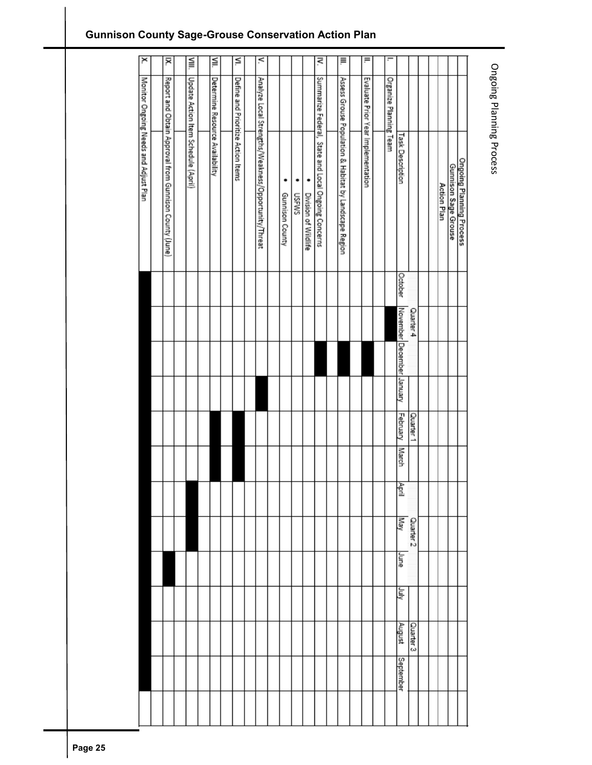## Ongoing Planning Process

| Ongoing Planning Process Gunnison Sage Grouse Action Plan | | Quarter 4 | | | Quarter 1 | | | Quarter 2 | | | Quarter 3 | | |
|---|---|---|---|---|---|---|---|---|---|---|---|---|---|
| | Task Description | October | November | December | January | February | March | April | May | June | July | August | September |
| I. | Organize Planning Team | | ■ | | | | | | | | | | |
| II. | Evaluate Prior Year Implementation | | | ■ | | | | | | | | | |
| III. | Assess Grouse Population & Habitat by Landscape Region | | | ■ | | | | | | | | | |
| IV. | Summarize Federal, State and Local Ongoing Concerns | | | ■ | | | | | | | | | |
| | • Division of Wildlife | | | | | | | | | | | | |
| | • USFWS | | | | | | | | | | | | |
| | • Gunnison County | | | | | | | | | | | | |
| V. | Analyze Local Strengths/Weakness/Opportunity/Threat | | | | ■ | | | | | | | | |
| VI. | Define and Prioritize Action Items | | | | | ■ | ■ | | | | | | |
| VII. | Determine Resource Availability | | | | | ■ | ■ | | | | | | |
| VIII. | Update Action Item Schedule (April) | | | | | | | ■ | ■ | | | | |
| IX. | Report and Obtain Approval from Gunnison County (June) | | | | | | | | | ■ | | | |
| X. | Monitor Ongoing Needs and Adjust Plan | ■ | ■ | ■ | ■ | ■ | ■ | ■ | ■ | ■ | ■ | ■ | ■ |